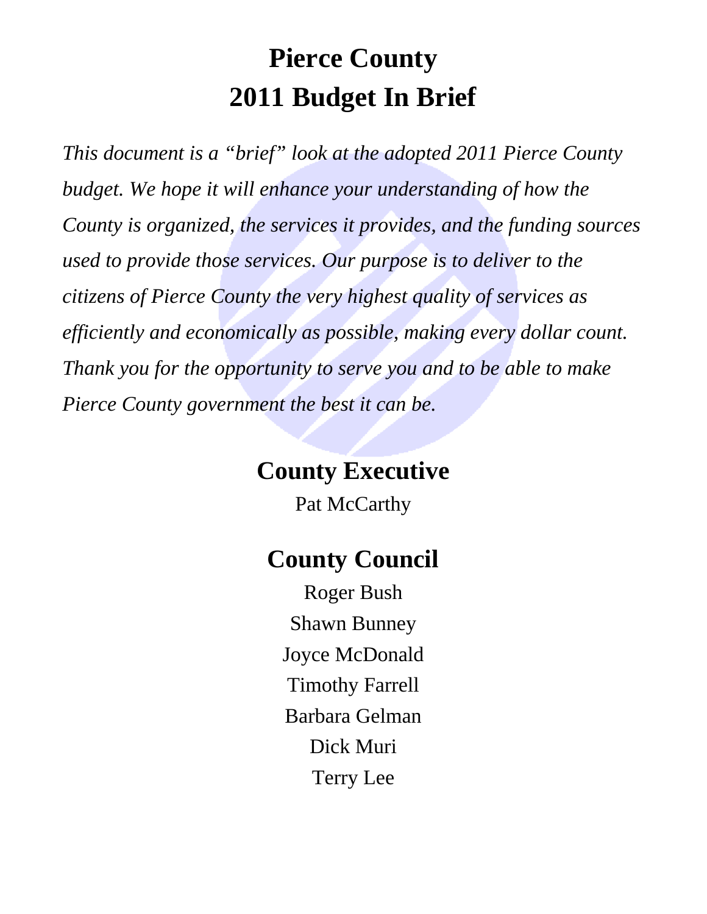# Pierce County
# 2011 Budget In Brief

*This document is a "brief" look at the adopted 2011 Pierce County budget. We hope it will enhance your understanding of how the County is organized, the services it provides, and the funding sources used to provide those services. Our purpose is to deliver to the citizens of Pierce County the very highest quality of services as efficiently and economically as possible, making every dollar count. Thank you for the opportunity to serve you and to be able to make Pierce County government the best it can be.*

## County Executive

Pat McCarthy

## County Council

Roger Bush

Shawn Bunney

Joyce McDonald

Timothy Farrell

Barbara Gelman

Dick Muri

Terry Lee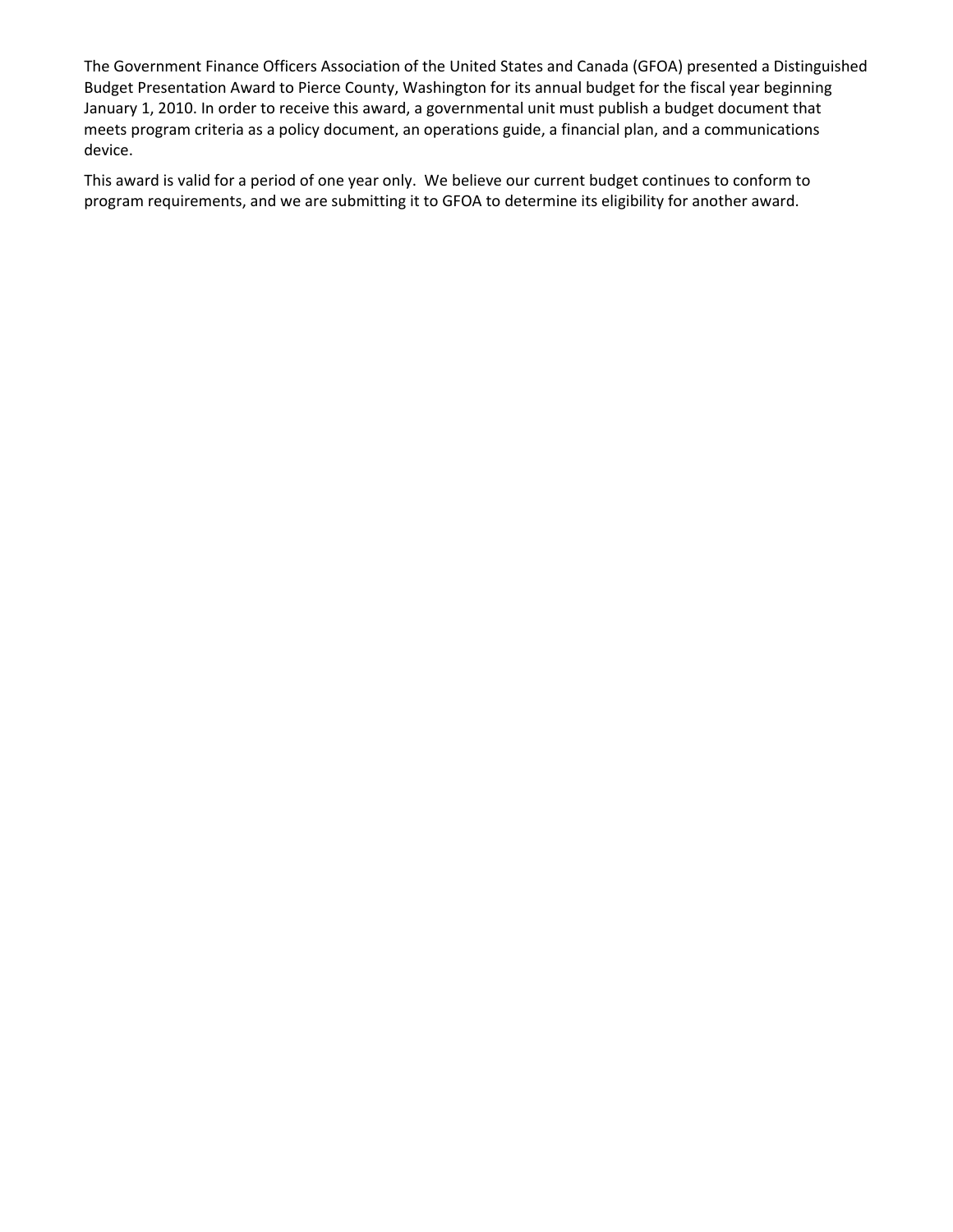The Government Finance Officers Association of the United States and Canada (GFOA) presented a Distinguished Budget Presentation Award to Pierce County, Washington for its annual budget for the fiscal year beginning January 1, 2010. In order to receive this award, a governmental unit must publish a budget document that meets program criteria as a policy document, an operations guide, a financial plan, and a communications device.

This award is valid for a period of one year only. We believe our current budget continues to conform to program requirements, and we are submitting it to GFOA to determine its eligibility for another award.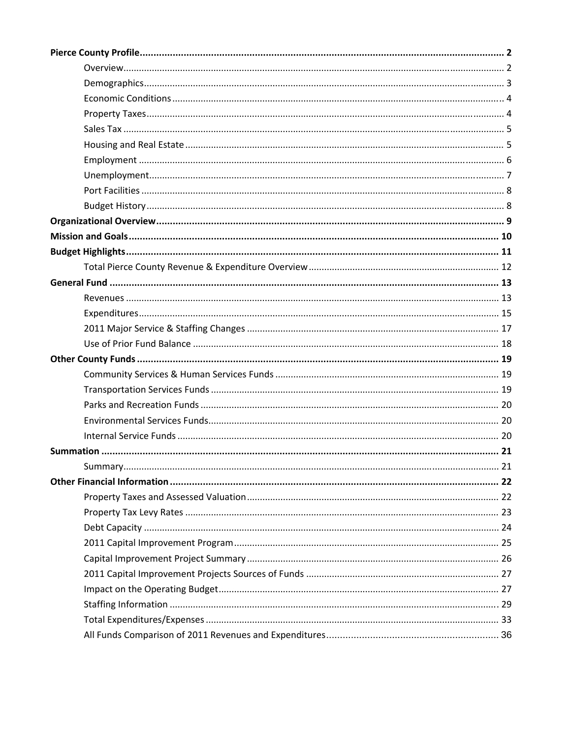**Pierce County Profile** .......... 2

- Overview .......... 2
- Demographics .......... 3
- Economic Conditions .......... 4
- Property Taxes .......... 4
- Sales Tax .......... 5
- Housing and Real Estate .......... 5
- Employment .......... 6
- Unemployment .......... 7
- Port Facilities .......... 8
- Budget History .......... 8

**Organizational Overview** .......... 9

**Mission and Goals** .......... 10

**Budget Highlights** .......... 11

- Total Pierce County Revenue & Expenditure Overview .......... 12

**General Fund** .......... 13

- Revenues .......... 13
- Expenditures .......... 15
- 2011 Major Service & Staffing Changes .......... 17
- Use of Prior Fund Balance .......... 18

**Other County Funds** .......... 19

- Community Services & Human Services Funds .......... 19
- Transportation Services Funds .......... 19
- Parks and Recreation Funds .......... 20
- Environmental Services Funds .......... 20
- Internal Service Funds .......... 20

**Summation** .......... 21

- Summary .......... 21

**Other Financial Information** .......... 22

- Property Taxes and Assessed Valuation .......... 22
- Property Tax Levy Rates .......... 23
- Debt Capacity .......... 24
- 2011 Capital Improvement Program .......... 25
- Capital Improvement Project Summary .......... 26
- 2011 Capital Improvement Projects Sources of Funds .......... 27
- Impact on the Operating Budget .......... 27
- Staffing Information .......... 29
- Total Expenditures/Expenses .......... 33
- All Funds Comparison of 2011 Revenues and Expenditures .......... 36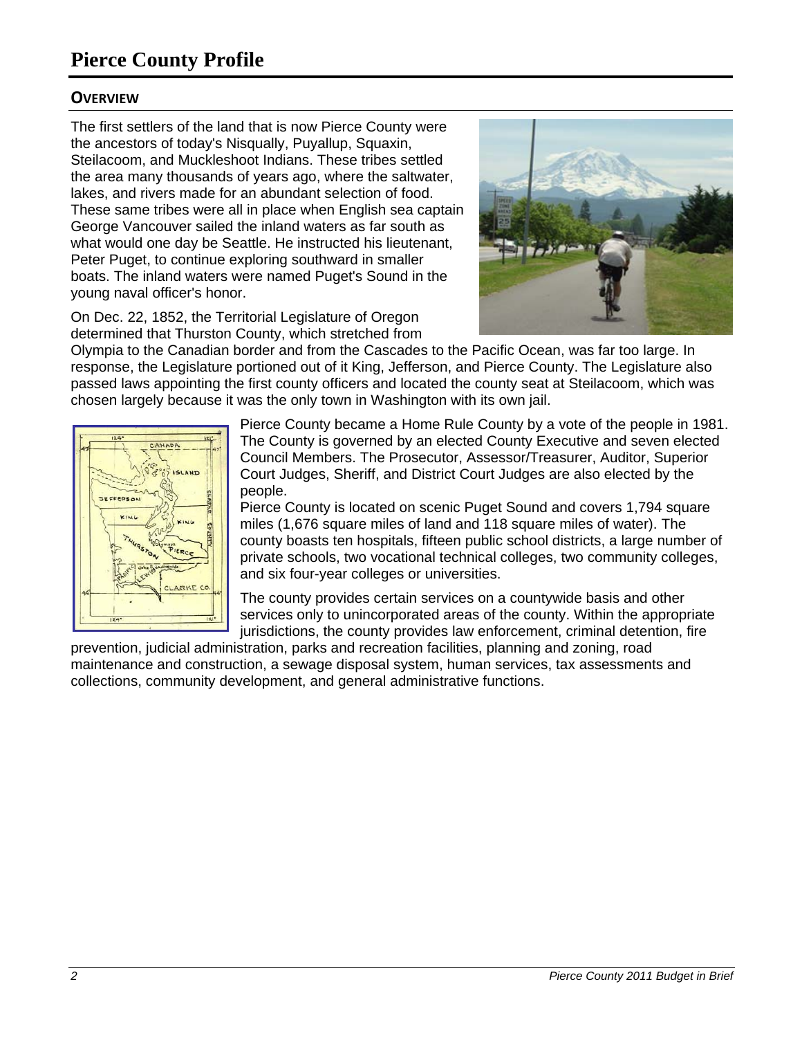# Pierce County Profile

## OVERVIEW

The first settlers of the land that is now Pierce County were the ancestors of today's Nisqually, Puyallup, Squaxin, Steilacoom, and Muckleshoot Indians. These tribes settled the area many thousands of years ago, where the saltwater, lakes, and rivers made for an abundant selection of food. These same tribes were all in place when English sea captain George Vancouver sailed the inland waters as far south as what would one day be Seattle. He instructed his lieutenant, Peter Puget, to continue exploring southward in smaller boats. The inland waters were named Puget's Sound in the young naval officer's honor.

On Dec. 22, 1852, the Territorial Legislature of Oregon determined that Thurston County, which stretched from Olympia to the Canadian border and from the Cascades to the Pacific Ocean, was far too large. In response, the Legislature portioned out of it King, Jefferson, and Pierce County. The Legislature also passed laws appointing the first county officers and located the county seat at Steilacoom, which was chosen largely because it was the only town in Washington with its own jail.

Pierce County became a Home Rule County by a vote of the people in 1981. The County is governed by an elected County Executive and seven elected Council Members. The Prosecutor, Assessor/Treasurer, Auditor, Superior Court Judges, Sheriff, and District Court Judges are also elected by the people.

Pierce County is located on scenic Puget Sound and covers 1,794 square miles (1,676 square miles of land and 118 square miles of water). The county boasts ten hospitals, fifteen public school districts, a large number of private schools, two vocational technical colleges, two community colleges, and six four-year colleges or universities.

The county provides certain services on a countywide basis and other services only to unincorporated areas of the county. Within the appropriate jurisdictions, the county provides law enforcement, criminal detention, fire prevention, judicial administration, parks and recreation facilities, planning and zoning, road maintenance and construction, a sewage disposal system, human services, tax assessments and collections, community development, and general administrative functions.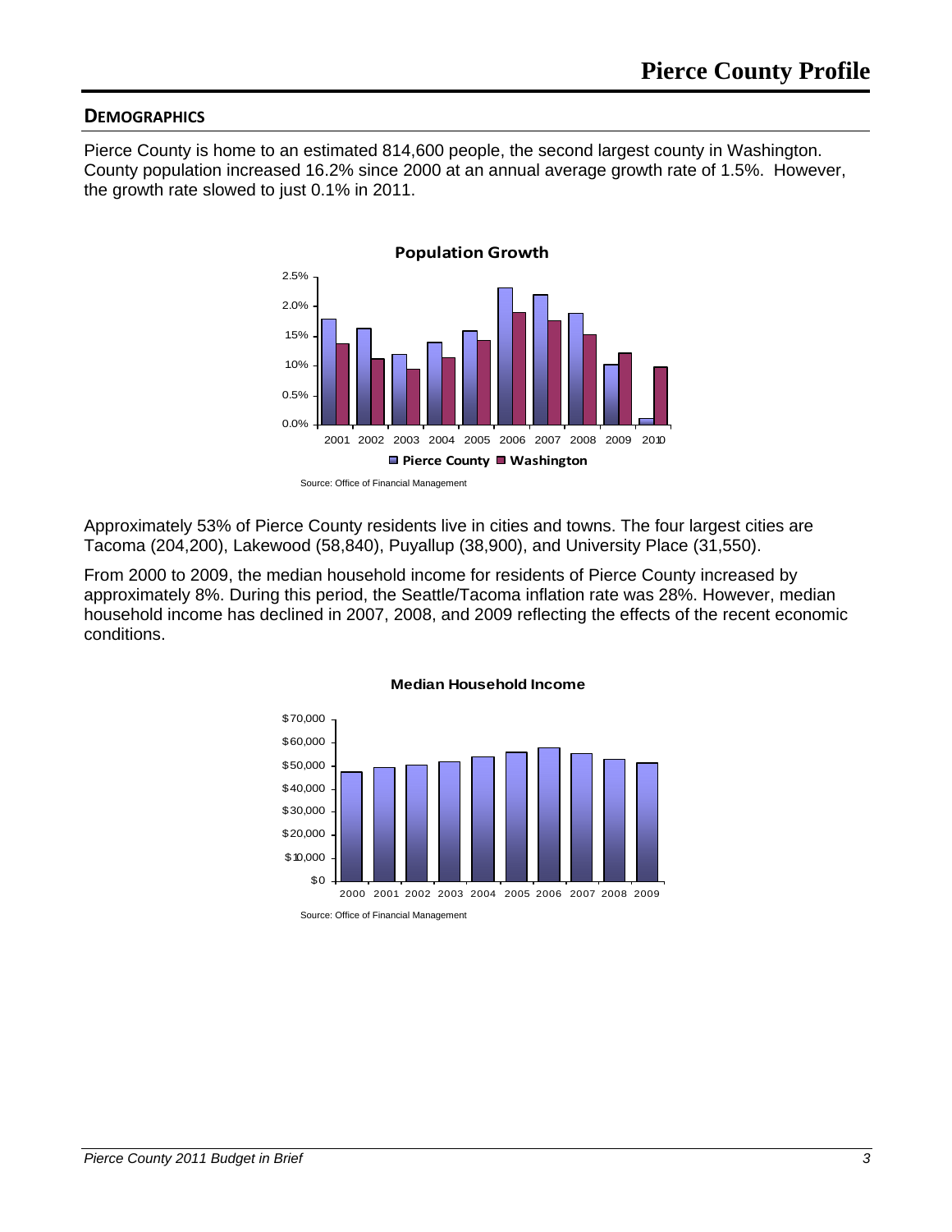## DEMOGRAPHICS

Pierce County is home to an estimated 814,600 people, the second largest county in Washington. County population increased 16.2% since 2000 at an annual average growth rate of 1.5%. However, the growth rate slowed to just 0.1% in 2011.

**Population Growth**

Source: Office of Financial Management

Approximately 53% of Pierce County residents live in cities and towns. The four largest cities are Tacoma (204,200), Lakewood (58,840), Puyallup (38,900), and University Place (31,550).

From 2000 to 2009, the median household income for residents of Pierce County increased by approximately 8%. During this period, the Seattle/Tacoma inflation rate was 28%. However, median household income has declined in 2007, 2008, and 2009 reflecting the effects of the recent economic conditions.

**Median Household Income**

Source: Office of Financial Management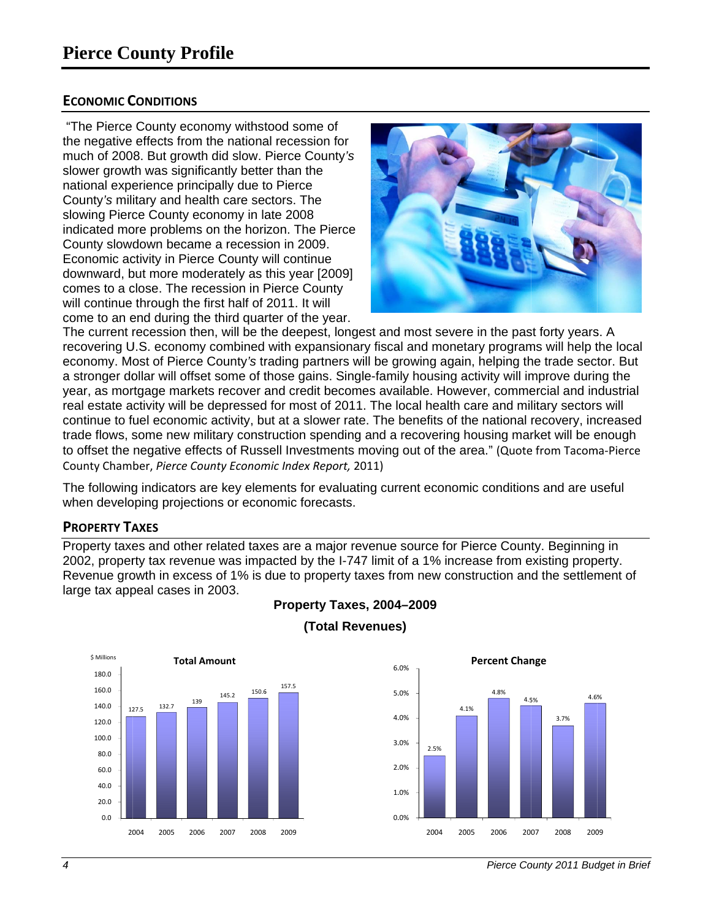# Pierce County Profile

## ECONOMIC CONDITIONS

"The Pierce County economy withstood some of the negative effects from the national recession for much of 2008. But growth did slow. Pierce County's slower growth was significantly better than the national experience principally due to Pierce County's military and health care sectors. The slowing Pierce County economy in late 2008 indicated more problems on the horizon. The Pierce County slowdown became a recession in 2009. Economic activity in Pierce County will continue downward, but more moderately as this year [2009] comes to a close. The recession in Pierce County will continue through the first half of 2011. It will come to an end during the third quarter of the year. The current recession then, will be the deepest, longest and most severe in the past forty years. A recovering U.S. economy combined with expansionary fiscal and monetary programs will help the local economy. Most of Pierce County's trading partners will be growing again, helping the trade sector. But a stronger dollar will offset some of those gains. Single-family housing activity will improve during the year, as mortgage markets recover and credit becomes available. However, commercial and industrial real estate activity will be depressed for most of 2011. The local health care and military sectors will continue to fuel economic activity, but at a slower rate. The benefits of the national recovery, increased trade flows, some new military construction spending and a recovering housing market will be enough to offset the negative effects of Russell Investments moving out of the area." (Quote from Tacoma-Pierce County Chamber, *Pierce County Economic Index Report,* 2011)

The following indicators are key elements for evaluating current economic conditions and are useful when developing projections or economic forecasts.

## PROPERTY TAXES

Property taxes and other related taxes are a major revenue source for Pierce County. Beginning in 2002, property tax revenue was impacted by the I-747 limit of a 1% increase from existing property. Revenue growth in excess of 1% is due to property taxes from new construction and the settlement of large tax appeal cases in 2003.

**Property Taxes, 2004–2009**

**(Total Revenues)**

| Year | Total Amount ($ Millions) | Percent Change |
|---|---|---|
| 2004 | 127.5 | 2.5% |
| 2005 | 132.7 | 4.1% |
| 2006 | 139 | 4.8% |
| 2007 | 145.2 | 4.5% |
| 2008 | 150.6 | 3.7% |
| 2009 | 157.5 | 4.6% |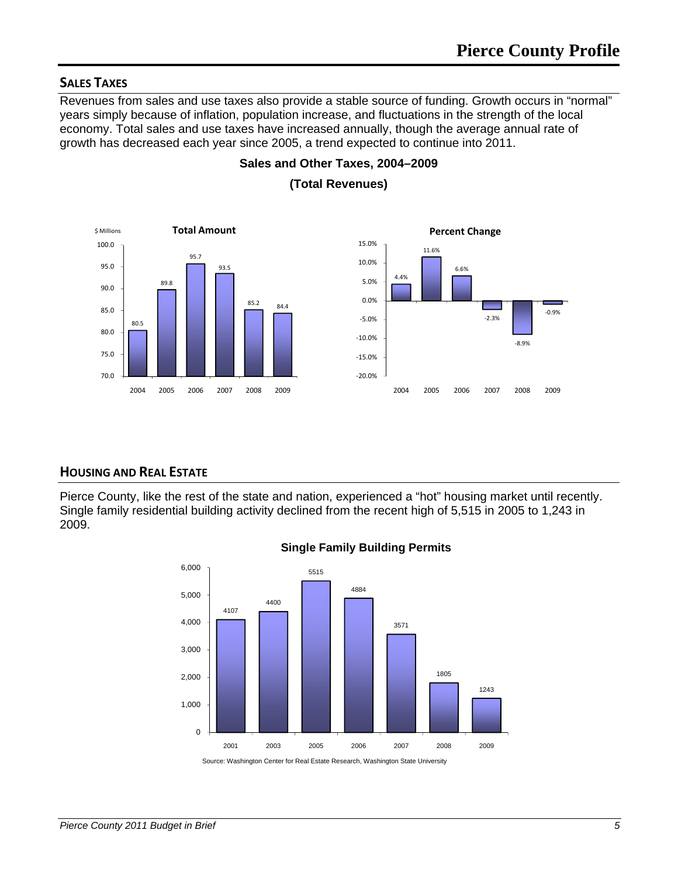## SALES TAXES

Revenues from sales and use taxes also provide a stable source of funding. Growth occurs in "normal" years simply because of inflation, population increase, and fluctuations in the strength of the local economy. Total sales and use taxes have increased annually, though the average annual rate of growth has decreased each year since 2005, a trend expected to continue into 2011.

**Sales and Other Taxes, 2004–2009**

**(Total Revenues)**

**Total Amount** ($ Millions)

| Year | Amount |
|---|---|
| 2004 | 80.5 |
| 2005 | 89.8 |
| 2006 | 95.7 |
| 2007 | 93.5 |
| 2008 | 85.2 |
| 2009 | 84.4 |

**Percent Change**

| Year | Percent Change |
|---|---|
| 2004 | 4.4% |
| 2005 | 11.6% |
| 2006 | 6.6% |
| 2007 | -2.3% |
| 2008 | -8.9% |
| 2009 | -0.9% |

## HOUSING AND REAL ESTATE

Pierce County, like the rest of the state and nation, experienced a "hot" housing market until recently. Single family residential building activity declined from the recent high of 5,515 in 2005 to 1,243 in 2009.

**Single Family Building Permits**

| Year | Permits |
|---|---|
| 2001 | 4107 |
| 2003 | 4400 |
| 2005 | 5515 |
| 2006 | 4884 |
| 2007 | 3571 |
| 2008 | 1805 |
| 2009 | 1243 |

Source: Washington Center for Real Estate Research, Washington State University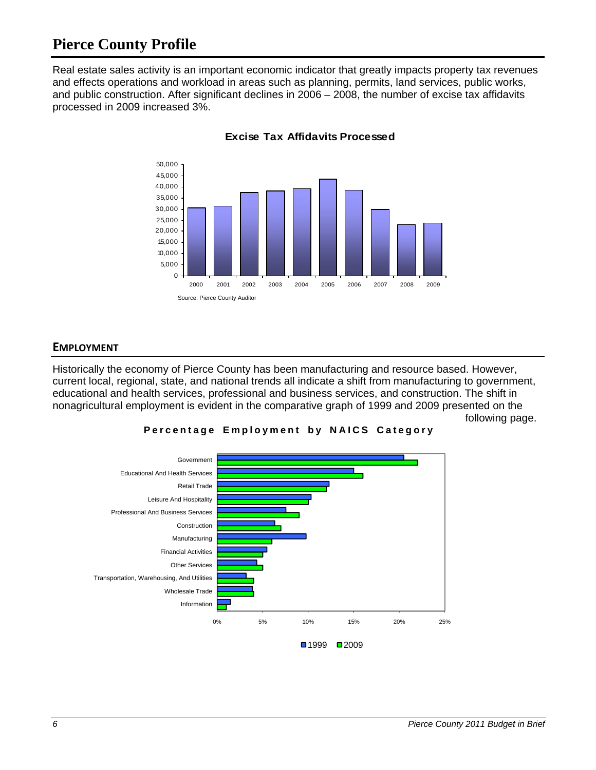# Pierce County Profile

Real estate sales activity is an important economic indicator that greatly impacts property tax revenues and effects operations and workload in areas such as planning, permits, land services, public works, and public construction. After significant declines in 2006 – 2008, the number of excise tax affidavits processed in 2009 increased 3%.

**Excise Tax Affidavits Processed**

Source: Pierce County Auditor

## EMPLOYMENT

Historically the economy of Pierce County has been manufacturing and resource based. However, current local, regional, state, and national trends all indicate a shift from manufacturing to government, educational and health services, professional and business services, and construction. The shift in nonagricultural employment is evident in the comparative graph of 1999 and 2009 presented on the following page.

**Percentage Employment by NAICS Category**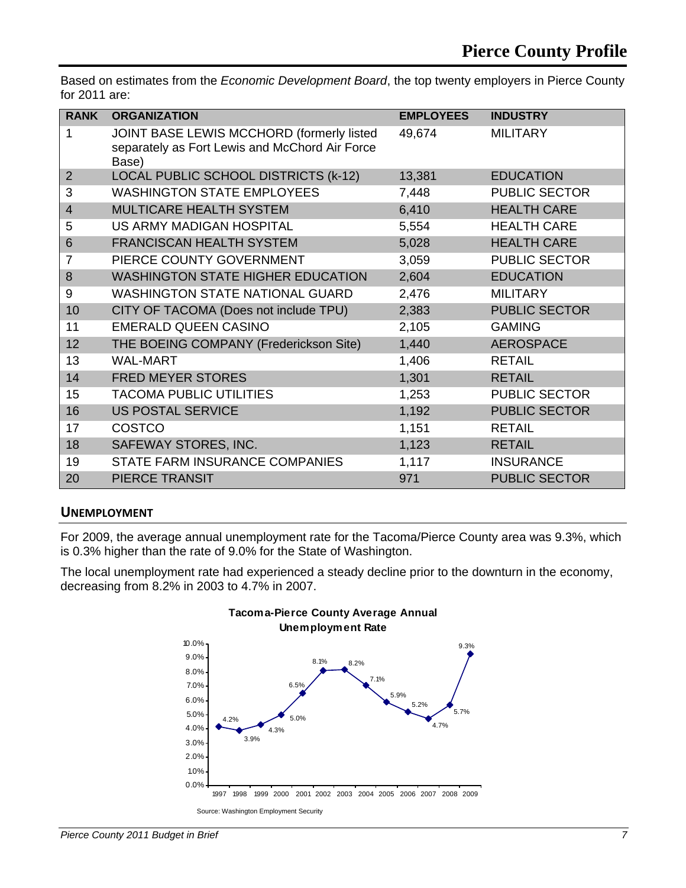Based on estimates from the *Economic Development Board*, the top twenty employers in Pierce County for 2011 are:

| RANK | ORGANIZATION | EMPLOYEES | INDUSTRY |
|---|---|---|---|
| 1 | JOINT BASE LEWIS MCCHORD (formerly listed separately as Fort Lewis and McChord Air Force Base) | 49,674 | MILITARY |
| 2 | LOCAL PUBLIC SCHOOL DISTRICTS (k-12) | 13,381 | EDUCATION |
| 3 | WASHINGTON STATE EMPLOYEES | 7,448 | PUBLIC SECTOR |
| 4 | MULTICARE HEALTH SYSTEM | 6,410 | HEALTH CARE |
| 5 | US ARMY MADIGAN HOSPITAL | 5,554 | HEALTH CARE |
| 6 | FRANCISCAN HEALTH SYSTEM | 5,028 | HEALTH CARE |
| 7 | PIERCE COUNTY GOVERNMENT | 3,059 | PUBLIC SECTOR |
| 8 | WASHINGTON STATE HIGHER EDUCATION | 2,604 | EDUCATION |
| 9 | WASHINGTON STATE NATIONAL GUARD | 2,476 | MILITARY |
| 10 | CITY OF TACOMA (Does not include TPU) | 2,383 | PUBLIC SECTOR |
| 11 | EMERALD QUEEN CASINO | 2,105 | GAMING |
| 12 | THE BOEING COMPANY (Frederickson Site) | 1,440 | AEROSPACE |
| 13 | WAL-MART | 1,406 | RETAIL |
| 14 | FRED MEYER STORES | 1,301 | RETAIL |
| 15 | TACOMA PUBLIC UTILITIES | 1,253 | PUBLIC SECTOR |
| 16 | US POSTAL SERVICE | 1,192 | PUBLIC SECTOR |
| 17 | COSTCO | 1,151 | RETAIL |
| 18 | SAFEWAY STORES, INC. | 1,123 | RETAIL |
| 19 | STATE FARM INSURANCE COMPANIES | 1,117 | INSURANCE |
| 20 | PIERCE TRANSIT | 971 | PUBLIC SECTOR |

## UNEMPLOYMENT

For 2009, the average annual unemployment rate for the Tacoma/Pierce County area was 9.3%, which is 0.3% higher than the rate of 9.0% for the State of Washington.

The local unemployment rate had experienced a steady decline prior to the downturn in the economy, decreasing from 8.2% in 2003 to 4.7% in 2007.

**Tacoma-Pierce County Average Annual Unemployment Rate**

| Year | 1997 | 1998 | 1999 | 2000 | 2001 | 2002 | 2003 | 2004 | 2005 | 2006 | 2007 | 2008 | 2009 |
|---|---|---|---|---|---|---|---|---|---|---|---|---|---|
| Rate | 4.2% | 3.9% | 4.3% | 5.0% | 6.5% | 8.1% | 8.2% | 7.1% | 5.9% | 5.2% | 4.7% | 5.7% | 9.3% |

Source: Washington Employment Security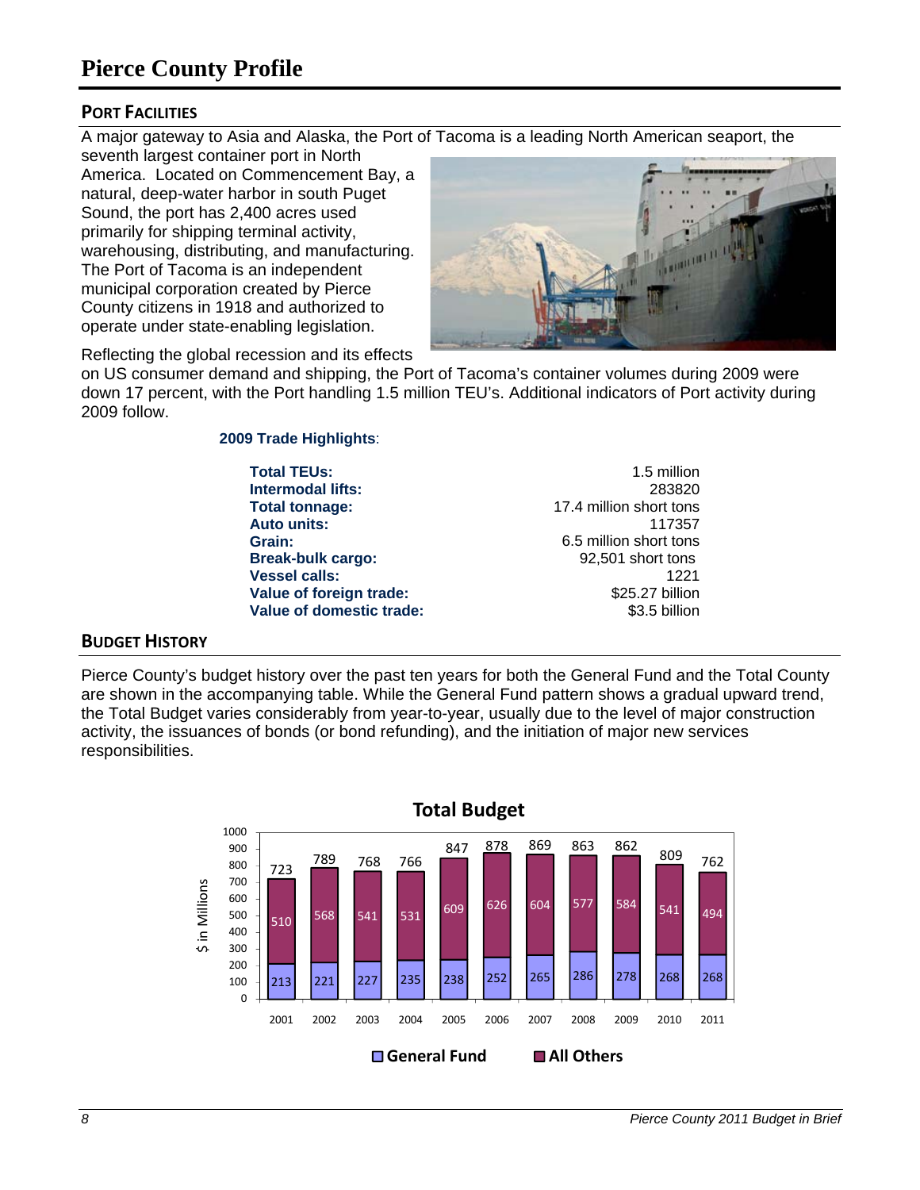# Pierce County Profile

## Port Facilities

A major gateway to Asia and Alaska, the Port of Tacoma is a leading North American seaport, the seventh largest container port in North America. Located on Commencement Bay, a natural, deep-water harbor in south Puget Sound, the port has 2,400 acres used primarily for shipping terminal activity, warehousing, distributing, and manufacturing. The Port of Tacoma is an independent municipal corporation created by Pierce County citizens in 1918 and authorized to operate under state-enabling legislation.

Reflecting the global recession and its effects on US consumer demand and shipping, the Port of Tacoma's container volumes during 2009 were down 17 percent, with the Port handling 1.5 million TEU's. Additional indicators of Port activity during 2009 follow.

**2009 Trade Highlights**:

| | |
|---|---|
| **Total TEUs:** | 1.5 million |
| **Intermodal lifts:** | 283820 |
| **Total tonnage:** | 17.4 million short tons |
| **Auto units:** | 117357 |
| **Grain:** | 6.5 million short tons |
| **Break-bulk cargo:** | 92,501 short tons |
| **Vessel calls:** | 1221 |
| **Value of foreign trade:** | $25.27 billion |
| **Value of domestic trade:** | $3.5 billion |

## Budget History

Pierce County's budget history over the past ten years for both the General Fund and the Total County are shown in the accompanying table. While the General Fund pattern shows a gradual upward trend, the Total Budget varies considerably from year-to-year, usually due to the level of major construction activity, the issuances of bonds (or bond refunding), and the initiation of major new services responsibilities.

**Total Budget** ($ in Millions)

| Year | General Fund | All Others | Total |
|---|---|---|---|
| 2001 | 213 | 510 | 723 |
| 2002 | 221 | 568 | 789 |
| 2003 | 227 | 541 | 768 |
| 2004 | 235 | 531 | 766 |
| 2005 | 238 | 609 | 847 |
| 2006 | 252 | 626 | 878 |
| 2007 | 265 | 604 | 869 |
| 2008 | 286 | 577 | 863 |
| 2009 | 278 | 584 | 862 |
| 2010 | 268 | 541 | 809 |
| 2011 | 268 | 494 | 762 |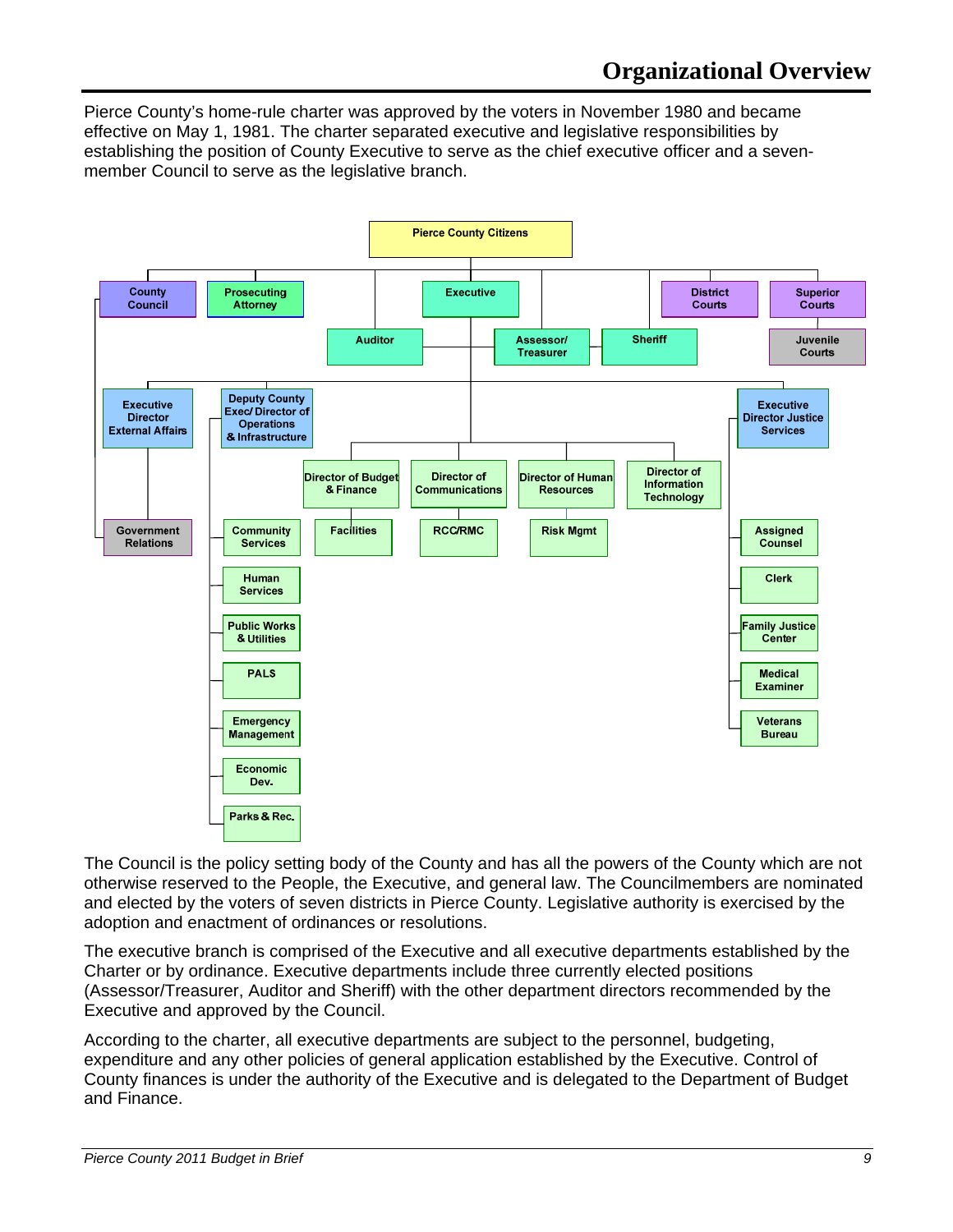# Organizational Overview

Pierce County's home-rule charter was approved by the voters in November 1980 and became effective on May 1, 1981. The charter separated executive and legislative responsibilities by establishing the position of County Executive to serve as the chief executive officer and a seven-member Council to serve as the legislative branch.

- Pierce County Citizens
  - County Council
    - Government Relations
  - Prosecuting Attorney
  - Auditor
  - Executive
    - Executive Director External Affairs
      - Government Relations
    - Deputy County Exec/ Director of Operations & Infrastructure
      - Community Services
      - Human Services
      - Public Works & Utilities
      - PALS
      - Emergency Management
      - Economic Dev.
      - Parks & Rec.
    - Director of Budget & Finance
      - Facilities
    - Director of Communications
      - RCC/RMC
    - Director of Human Resources
      - Risk Mgmt
    - Director of Information Technology
    - Executive Director Justice Services
      - Assigned Counsel
      - Clerk
      - Family Justice Center
      - Medical Examiner
      - Veterans Bureau
  - Assessor/ Treasurer
  - Sheriff
  - District Courts
  - Superior Courts
    - Juvenile Courts

The Council is the policy setting body of the County and has all the powers of the County which are not otherwise reserved to the People, the Executive, and general law. The Councilmembers are nominated and elected by the voters of seven districts in Pierce County. Legislative authority is exercised by the adoption and enactment of ordinances or resolutions.

The executive branch is comprised of the Executive and all executive departments established by the Charter or by ordinance. Executive departments include three currently elected positions (Assessor/Treasurer, Auditor and Sheriff) with the other department directors recommended by the Executive and approved by the Council.

According to the charter, all executive departments are subject to the personnel, budgeting, expenditure and any other policies of general application established by the Executive. Control of County finances is under the authority of the Executive and is delegated to the Department of Budget and Finance.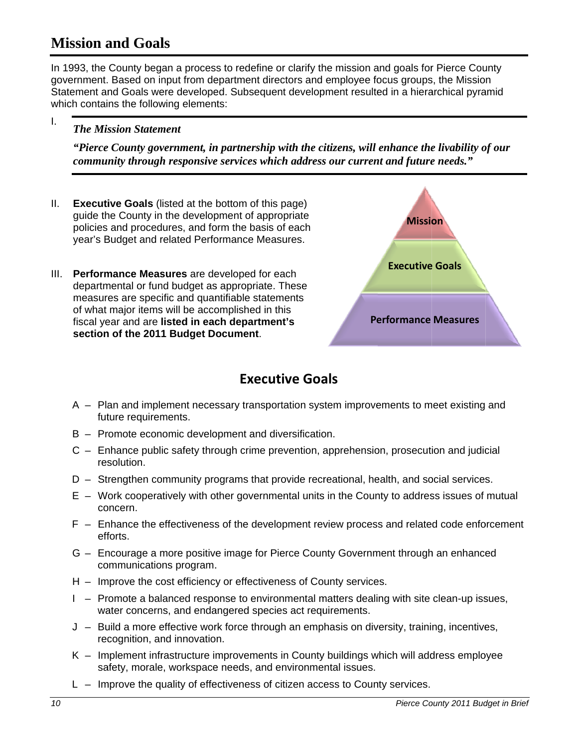# Mission and Goals

In 1993, the County began a process to redefine or clarify the mission and goals for Pierce County government. Based on input from department directors and employee focus groups, the Mission Statement and Goals were developed. Subsequent development resulted in a hierarchical pyramid which contains the following elements:

I. ***The Mission Statement***

***"Pierce County government, in partnership with the citizens, will enhance the livability of our community through responsive services which address our current and future needs."***

II. **Executive Goals** (listed at the bottom of this page) guide the County in the development of appropriate policies and procedures, and form the basis of each year's Budget and related Performance Measures.

III. **Performance Measures** are developed for each departmental or fund budget as appropriate. These measures are specific and quantifiable statements of what major items will be accomplished in this fiscal year and are **listed in each department's section of the 2011 Budget Document**.

Mission

Executive Goals

Performance Measures

## Executive Goals

A – Plan and implement necessary transportation system improvements to meet existing and future requirements.

B – Promote economic development and diversification.

C – Enhance public safety through crime prevention, apprehension, prosecution and judicial resolution.

D – Strengthen community programs that provide recreational, health, and social services.

E – Work cooperatively with other governmental units in the County to address issues of mutual concern.

F – Enhance the effectiveness of the development review process and related code enforcement efforts.

G – Encourage a more positive image for Pierce County Government through an enhanced communications program.

H – Improve the cost efficiency or effectiveness of County services.

I – Promote a balanced response to environmental matters dealing with site clean-up issues, water concerns, and endangered species act requirements.

J – Build a more effective work force through an emphasis on diversity, training, incentives, recognition, and innovation.

K – Implement infrastructure improvements in County buildings which will address employee safety, morale, workspace needs, and environmental issues.

L – Improve the quality of effectiveness of citizen access to County services.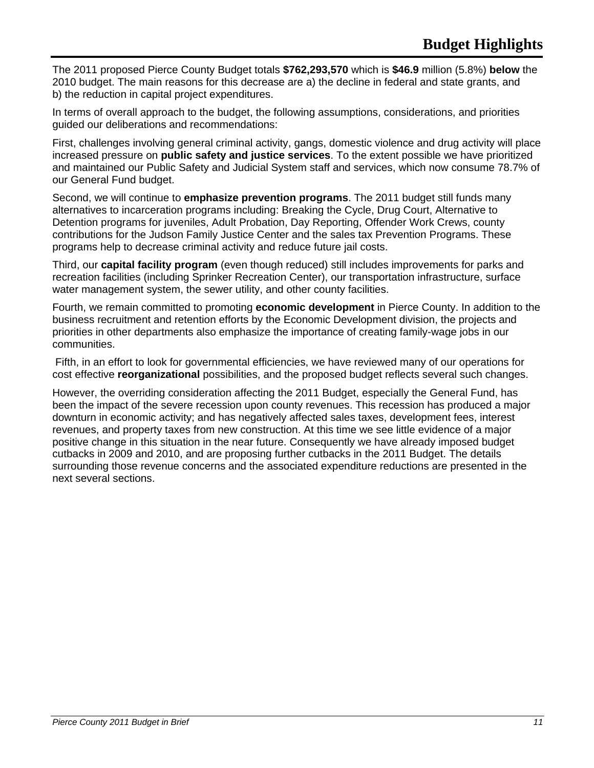# Budget Highlights

The 2011 proposed Pierce County Budget totals **$762,293,570** which is **$46.9** million (5.8%) **below** the 2010 budget. The main reasons for this decrease are a) the decline in federal and state grants, and b) the reduction in capital project expenditures.

In terms of overall approach to the budget, the following assumptions, considerations, and priorities guided our deliberations and recommendations:

First, challenges involving general criminal activity, gangs, domestic violence and drug activity will place increased pressure on **public safety and justice services**. To the extent possible we have prioritized and maintained our Public Safety and Judicial System staff and services, which now consume 78.7% of our General Fund budget.

Second, we will continue to **emphasize prevention programs**. The 2011 budget still funds many alternatives to incarceration programs including: Breaking the Cycle, Drug Court, Alternative to Detention programs for juveniles, Adult Probation, Day Reporting, Offender Work Crews, county contributions for the Judson Family Justice Center and the sales tax Prevention Programs. These programs help to decrease criminal activity and reduce future jail costs.

Third, our **capital facility program** (even though reduced) still includes improvements for parks and recreation facilities (including Sprinker Recreation Center), our transportation infrastructure, surface water management system, the sewer utility, and other county facilities.

Fourth, we remain committed to promoting **economic development** in Pierce County. In addition to the business recruitment and retention efforts by the Economic Development division, the projects and priorities in other departments also emphasize the importance of creating family-wage jobs in our communities.

Fifth, in an effort to look for governmental efficiencies, we have reviewed many of our operations for cost effective **reorganizational** possibilities, and the proposed budget reflects several such changes.

However, the overriding consideration affecting the 2011 Budget, especially the General Fund, has been the impact of the severe recession upon county revenues. This recession has produced a major downturn in economic activity; and has negatively affected sales taxes, development fees, interest revenues, and property taxes from new construction. At this time we see little evidence of a major positive change in this situation in the near future. Consequently we have already imposed budget cutbacks in 2009 and 2010, and are proposing further cutbacks in the 2011 Budget. The details surrounding those revenue concerns and the associated expenditure reductions are presented in the next several sections.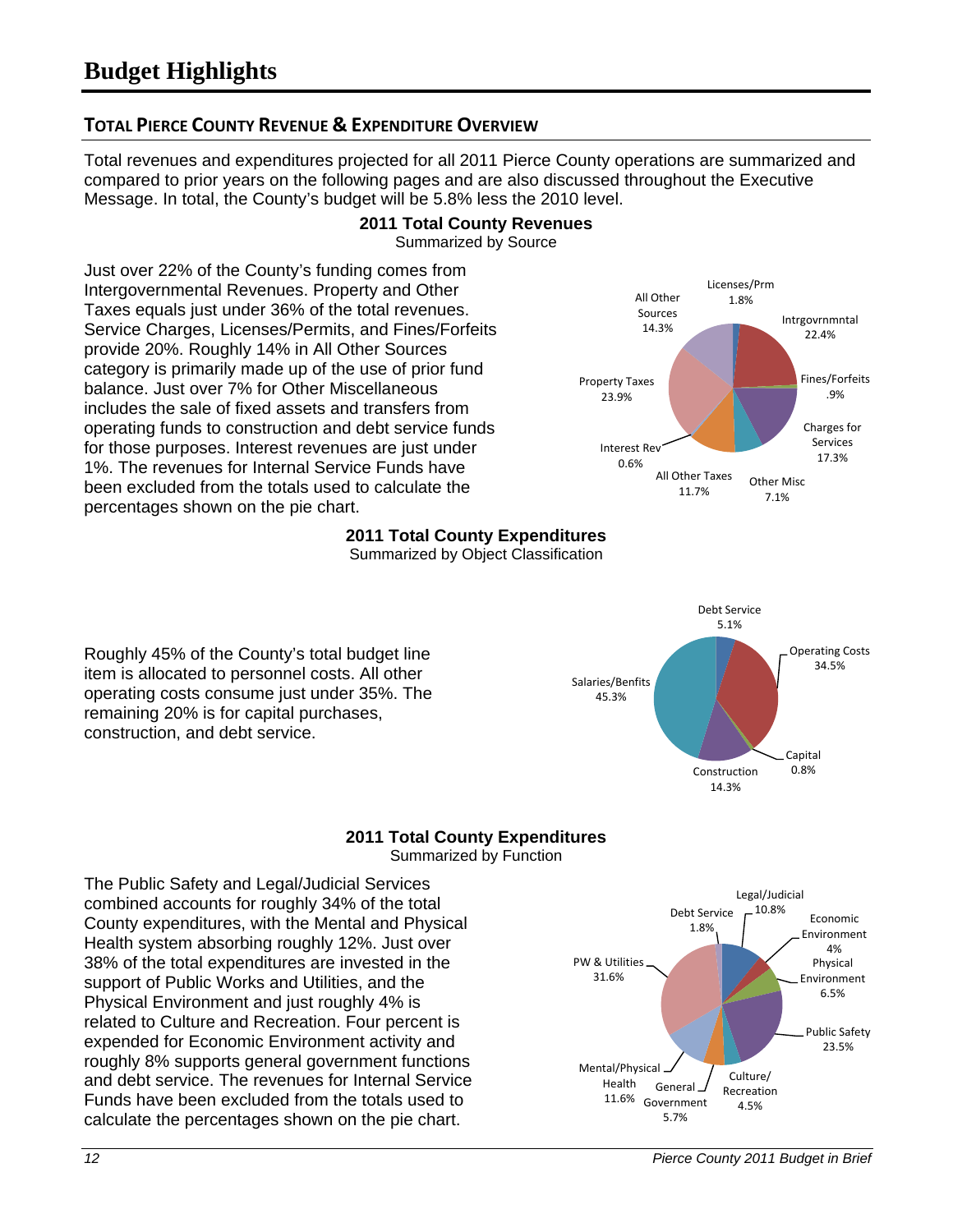# Budget Highlights

## TOTAL PIERCE COUNTY REVENUE & EXPENDITURE OVERVIEW

Total revenues and expenditures projected for all 2011 Pierce County operations are summarized and compared to prior years on the following pages and are also discussed throughout the Executive Message. In total, the County's budget will be 5.8% less the 2010 level.

### 2011 Total County Revenues

Summarized by Source

Just over 22% of the County's funding comes from Intergovernmental Revenues. Property and Other Taxes equals just under 36% of the total revenues. Service Charges, Licenses/Permits, and Fines/Forfeits provide 20%. Roughly 14% in All Other Sources category is primarily made up of the use of prior fund balance. Just over 7% for Other Miscellaneous includes the sale of fixed assets and transfers from operating funds to construction and debt service funds for those purposes. Interest revenues are just under 1%. The revenues for Internal Service Funds have been excluded from the totals used to calculate the percentages shown on the pie chart.

| Source | Percent |
|---|---|
| Licenses/Prm | 1.8% |
| Intrgovrnmntal | 22.4% |
| Fines/Forfeits | .9% |
| Charges for Services | 17.3% |
| Other Misc | 7.1% |
| All Other Taxes | 11.7% |
| Interest Rev | 0.6% |
| Property Taxes | 23.9% |
| All Other Sources | 14.3% |

### 2011 Total County Expenditures

Summarized by Object Classification

Roughly 45% of the County's total budget line item is allocated to personnel costs. All other operating costs consume just under 35%. The remaining 20% is for capital purchases, construction, and debt service.

| Object Classification | Percent |
|---|---|
| Debt Service | 5.1% |
| Operating Costs | 34.5% |
| Capital | 0.8% |
| Construction | 14.3% |
| Salaries/Benfits | 45.3% |

### 2011 Total County Expenditures

Summarized by Function

The Public Safety and Legal/Judicial Services combined accounts for roughly 34% of the total County expenditures, with the Mental and Physical Health system absorbing roughly 12%. Just over 38% of the total expenditures are invested in the support of Public Works and Utilities, and the Physical Environment and just roughly 4% is related to Culture and Recreation. Four percent is expended for Economic Environment activity and roughly 8% supports general government functions and debt service. The revenues for Internal Service Funds have been excluded from the totals used to calculate the percentages shown on the pie chart.

| Function | Percent |
|---|---|
| Legal/Judicial | 10.8% |
| Economic Environment | 4% |
| Physical Environment | 6.5% |
| Public Safety | 23.5% |
| Culture/Recreation | 4.5% |
| General Government | 5.7% |
| Mental/Physical Health | 11.6% |
| PW & Utilities | 31.6% |
| Debt Service | 1.8% |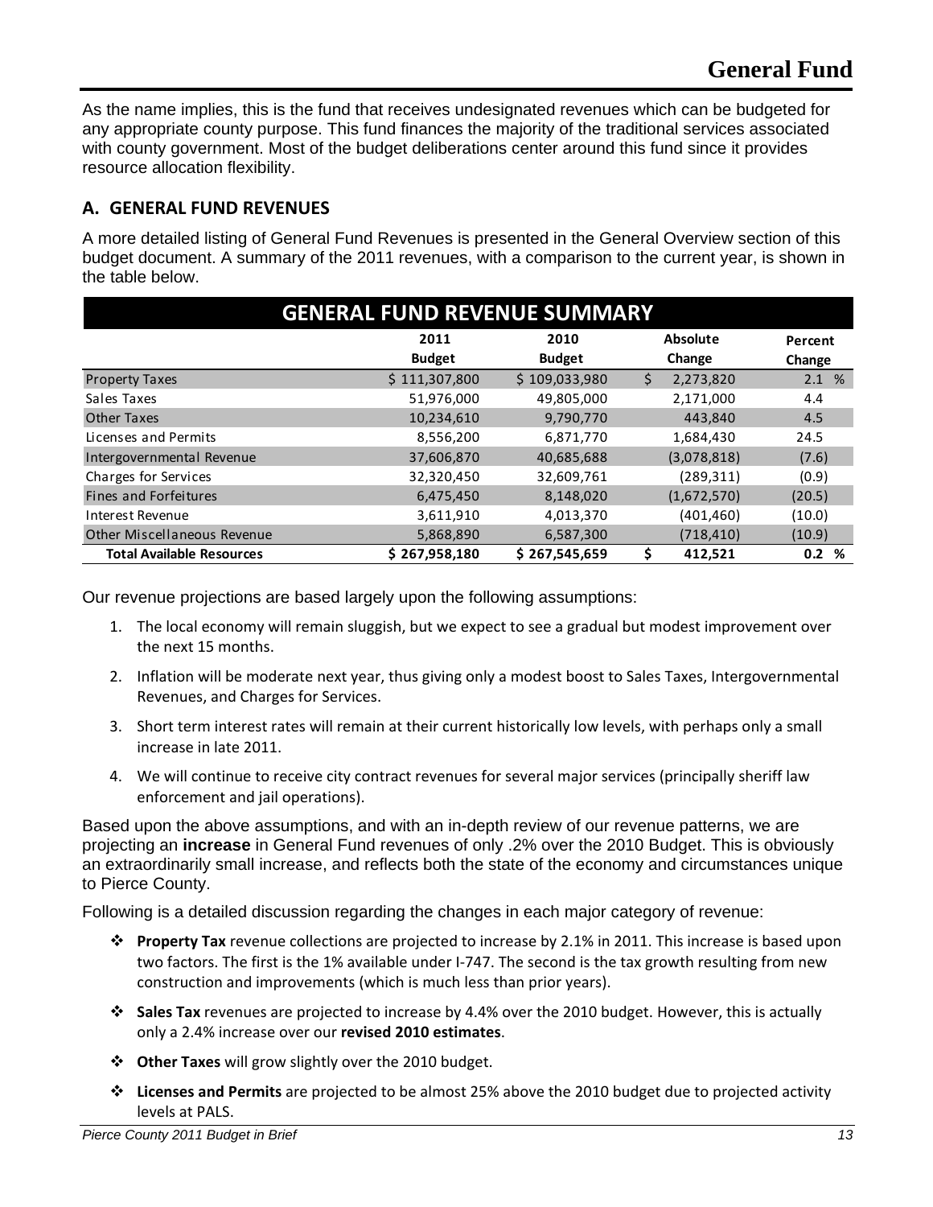# General Fund

As the name implies, this is the fund that receives undesignated revenues which can be budgeted for any appropriate county purpose. This fund finances the majority of the traditional services associated with county government. Most of the budget deliberations center around this fund since it provides resource allocation flexibility.

## A. GENERAL FUND REVENUES

A more detailed listing of General Fund Revenues is presented in the General Overview section of this budget document. A summary of the 2011 revenues, with a comparison to the current year, is shown in the table below.

| GENERAL FUND REVENUE SUMMARY | | | | |
|---|---|---|---|---|
| | 2011 Budget | 2010 Budget | Absolute Change | Percent Change |
| Property Taxes | $ 111,307,800 | $ 109,033,980 | $ 2,273,820 | 2.1 % |
| Sales Taxes | 51,976,000 | 49,805,000 | 2,171,000 | 4.4 |
| Other Taxes | 10,234,610 | 9,790,770 | 443,840 | 4.5 |
| Licenses and Permits | 8,556,200 | 6,871,770 | 1,684,430 | 24.5 |
| Intergovernmental Revenue | 37,606,870 | 40,685,688 | (3,078,818) | (7.6) |
| Charges for Services | 32,320,450 | 32,609,761 | (289,311) | (0.9) |
| Fines and Forfeitures | 6,475,450 | 8,148,020 | (1,672,570) | (20.5) |
| Interest Revenue | 3,611,910 | 4,013,370 | (401,460) | (10.0) |
| Other Miscellaneous Revenue | 5,868,890 | 6,587,300 | (718,410) | (10.9) |
| **Total Available Resources** | **$ 267,958,180** | **$ 267,545,659** | **$ 412,521** | **0.2 %** |

Our revenue projections are based largely upon the following assumptions:

1. The local economy will remain sluggish, but we expect to see a gradual but modest improvement over the next 15 months.
2. Inflation will be moderate next year, thus giving only a modest boost to Sales Taxes, Intergovernmental Revenues, and Charges for Services.
3. Short term interest rates will remain at their current historically low levels, with perhaps only a small increase in late 2011.
4. We will continue to receive city contract revenues for several major services (principally sheriff law enforcement and jail operations).

Based upon the above assumptions, and with an in-depth review of our revenue patterns, we are projecting an **increase** in General Fund revenues of only .2% over the 2010 Budget. This is obviously an extraordinarily small increase, and reflects both the state of the economy and circumstances unique to Pierce County.

Following is a detailed discussion regarding the changes in each major category of revenue:

- **Property Tax** revenue collections are projected to increase by 2.1% in 2011. This increase is based upon two factors. The first is the 1% available under I-747. The second is the tax growth resulting from new construction and improvements (which is much less than prior years).
- **Sales Tax** revenues are projected to increase by 4.4% over the 2010 budget. However, this is actually only a 2.4% increase over our **revised 2010 estimates**.
- **Other Taxes** will grow slightly over the 2010 budget.
- **Licenses and Permits** are projected to be almost 25% above the 2010 budget due to projected activity levels at PALS.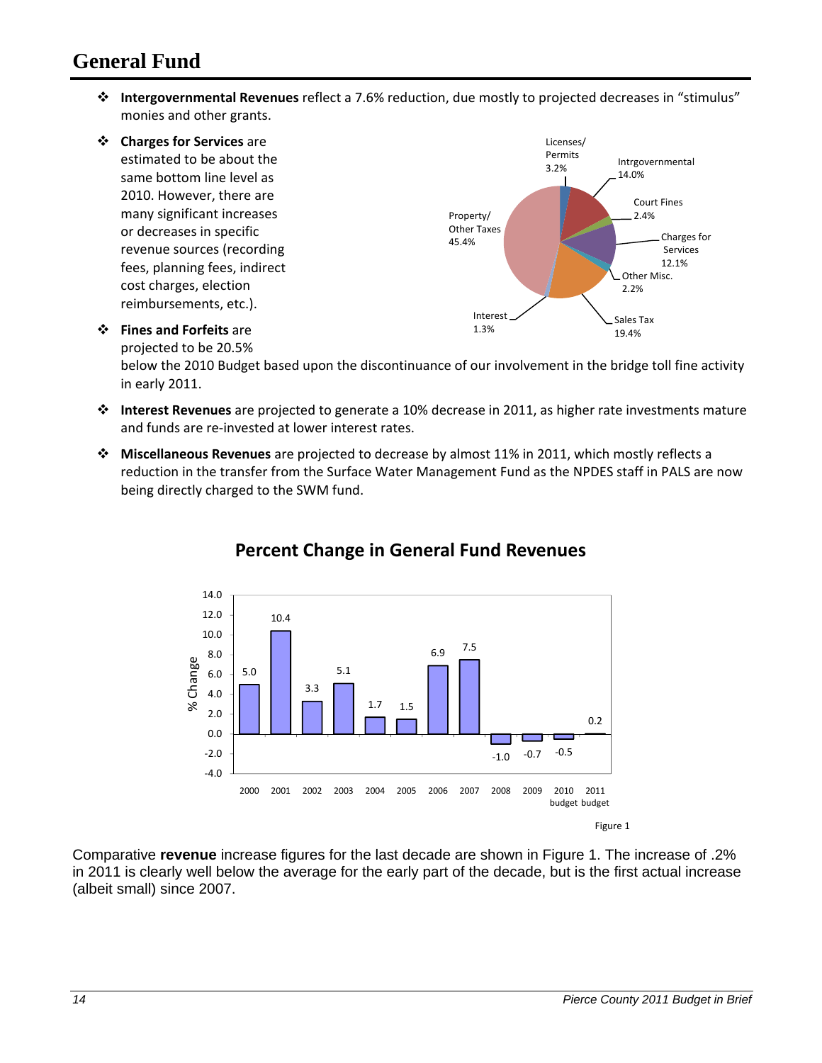# General Fund

- **Intergovernmental Revenues** reflect a 7.6% reduction, due mostly to projected decreases in "stimulus" monies and other grants.
- **Charges for Services** are estimated to be about the same bottom line level as 2010. However, there are many significant increases or decreases in specific revenue sources (recording fees, planning fees, indirect cost charges, election reimbursements, etc.).
- **Fines and Forfeits** are projected to be 20.5% below the 2010 Budget based upon the discontinuance of our involvement in the bridge toll fine activity in early 2011.
- **Interest Revenues** are projected to generate a 10% decrease in 2011, as higher rate investments mature and funds are re-invested at lower interest rates.
- **Miscellaneous Revenues** are projected to decrease by almost 11% in 2011, which mostly reflects a reduction in the transfer from the Surface Water Management Fund as the NPDES staff in PALS are now being directly charged to the SWM fund.

| Revenue Source | Share |
|---|---|
| Licenses/ Permits | 3.2% |
| Intrgovernmental | 14.0% |
| Court Fines | 2.4% |
| Charges for Services | 12.1% |
| Other Misc. | 2.2% |
| Sales Tax | 19.4% |
| Interest | 1.3% |
| Property/ Other Taxes | 45.4% |

## Percent Change in General Fund Revenues

| Year | % Change |
|---|---|
| 2000 | 5.0 |
| 2001 | 10.4 |
| 2002 | 3.3 |
| 2003 | 5.1 |
| 2004 | 1.7 |
| 2005 | 1.5 |
| 2006 | 6.9 |
| 2007 | 7.5 |
| 2008 | -1.0 |
| 2009 | -0.7 |
| 2010 budget | -0.5 |
| 2011 budget | 0.2 |

Figure 1

Comparative **revenue** increase figures for the last decade are shown in Figure 1. The increase of .2% in 2011 is clearly well below the average for the early part of the decade, but is the first actual increase (albeit small) since 2007.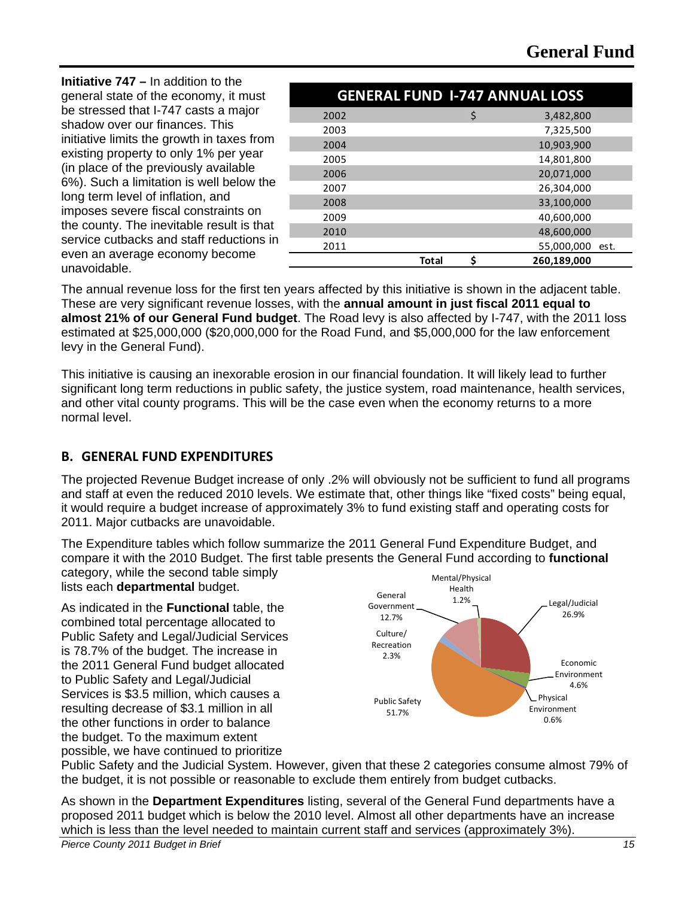# General Fund

**Initiative 747 –** In addition to the general state of the economy, it must be stressed that I-747 casts a major shadow over our finances. This initiative limits the growth in taxes from existing property to only 1% per year (in place of the previously available 6%). Such a limitation is well below the long term level of inflation, and imposes severe fiscal constraints on the county. The inevitable result is that service cutbacks and staff reductions in even an average economy become unavoidable.

| GENERAL FUND I-747 ANNUAL LOSS | | |
|---|---|---|
| 2002 | $ | 3,482,800 |
| 2003 | | 7,325,500 |
| 2004 | | 10,903,900 |
| 2005 | | 14,801,800 |
| 2006 | | 20,071,000 |
| 2007 | | 26,304,000 |
| 2008 | | 33,100,000 |
| 2009 | | 40,600,000 |
| 2010 | | 48,600,000 |
| 2011 | | 55,000,000 est. |
| **Total** | **$** | **260,189,000** |

The annual revenue loss for the first ten years affected by this initiative is shown in the adjacent table. These are very significant revenue losses, with the **annual amount in just fiscal 2011 equal to almost 21% of our General Fund budget**. The Road levy is also affected by I-747, with the 2011 loss estimated at $25,000,000 ($20,000,000 for the Road Fund, and $5,000,000 for the law enforcement levy in the General Fund).

This initiative is causing an inexorable erosion in our financial foundation. It will likely lead to further significant long term reductions in public safety, the justice system, road maintenance, health services, and other vital county programs. This will be the case even when the economy returns to a more normal level.

## B. GENERAL FUND EXPENDITURES

The projected Revenue Budget increase of only .2% will obviously not be sufficient to fund all programs and staff at even the reduced 2010 levels. We estimate that, other things like "fixed costs" being equal, it would require a budget increase of approximately 3% to fund existing staff and operating costs for 2011. Major cutbacks are unavoidable.

The Expenditure tables which follow summarize the 2011 General Fund Expenditure Budget, and compare it with the 2010 Budget. The first table presents the General Fund according to **functional** category, while the second table simply lists each **departmental** budget.

As indicated in the **Functional** table, the combined total percentage allocated to Public Safety and Legal/Judicial Services is 78.7% of the budget. The increase in the 2011 General Fund budget allocated to Public Safety and Legal/Judicial Services is $3.5 million, which causes a resulting decrease of $3.1 million in all the other functions in order to balance the budget. To the maximum extent possible, we have continued to prioritize Public Safety and the Judicial System. However, given that these 2 categories consume almost 79% of the budget, it is not possible or reasonable to exclude them entirely from budget cutbacks.

Mental/Physical Health 1.2%
Legal/Judicial 26.9%
Economic Environment 4.6%
Physical Environment 0.6%
Public Safety 51.7%
Culture/Recreation 2.3%
General Government 12.7%

As shown in the **Department Expenditures** listing, several of the General Fund departments have a proposed 2011 budget which is below the 2010 level. Almost all other departments have an increase which is less than the level needed to maintain current staff and services (approximately 3%).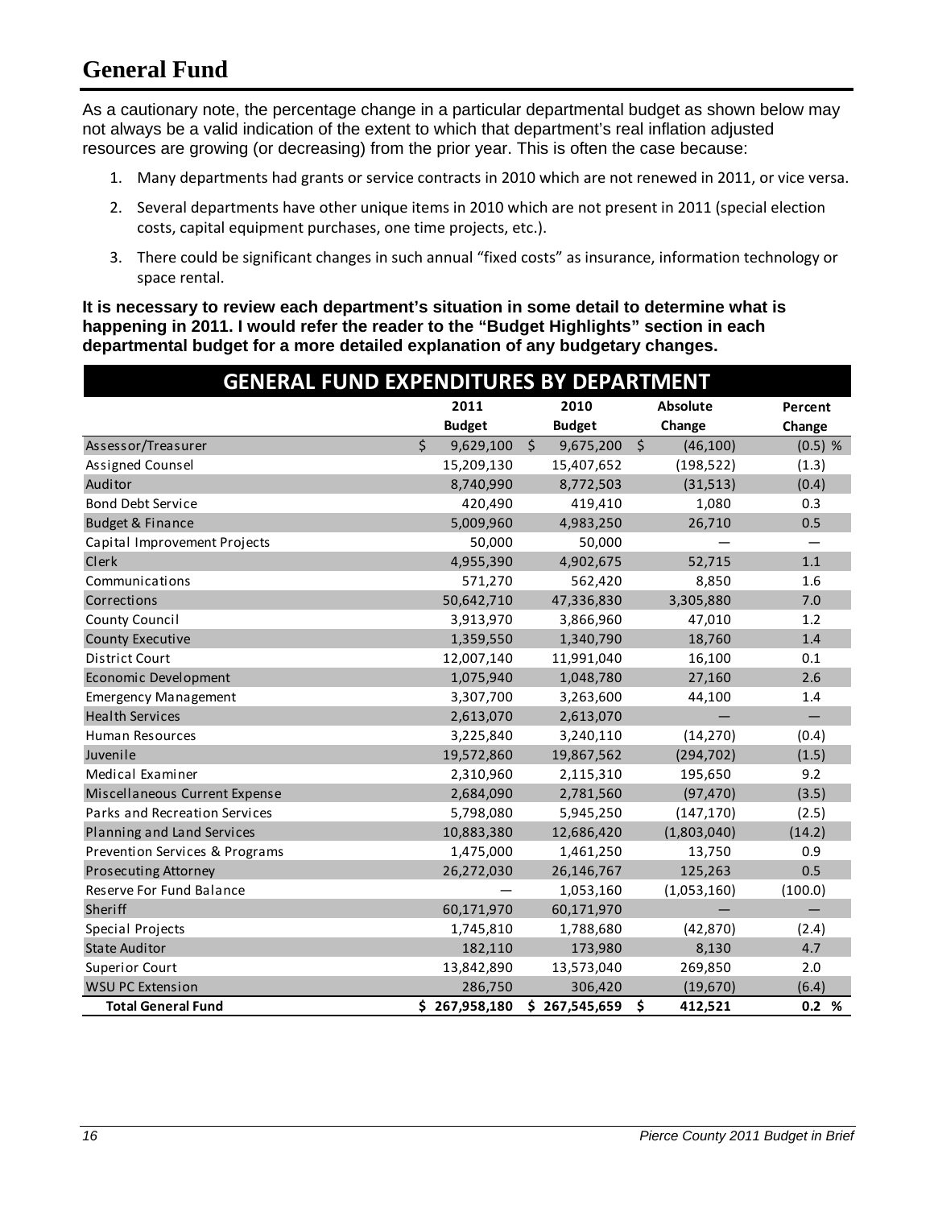# General Fund

As a cautionary note, the percentage change in a particular departmental budget as shown below may not always be a valid indication of the extent to which that department's real inflation adjusted resources are growing (or decreasing) from the prior year. This is often the case because:

1. Many departments had grants or service contracts in 2010 which are not renewed in 2011, or vice versa.
2. Several departments have other unique items in 2010 which are not present in 2011 (special election costs, capital equipment purchases, one time projects, etc.).
3. There could be significant changes in such annual "fixed costs" as insurance, information technology or space rental.

**It is necessary to review each department's situation in some detail to determine what is happening in 2011. I would refer the reader to the "Budget Highlights" section in each departmental budget for a more detailed explanation of any budgetary changes.**

| GENERAL FUND EXPENDITURES BY DEPARTMENT | 2011 Budget | 2010 Budget | Absolute Change | Percent Change |
|---|---|---|---|---|
| Assessor/Treasurer | $ 9,629,100 | $ 9,675,200 | $ (46,100) | (0.5) % |
| Assigned Counsel | 15,209,130 | 15,407,652 | (198,522) | (1.3) |
| Auditor | 8,740,990 | 8,772,503 | (31,513) | (0.4) |
| Bond Debt Service | 420,490 | 419,410 | 1,080 | 0.3 |
| Budget & Finance | 5,009,960 | 4,983,250 | 26,710 | 0.5 |
| Capital Improvement Projects | 50,000 | 50,000 | — | — |
| Clerk | 4,955,390 | 4,902,675 | 52,715 | 1.1 |
| Communications | 571,270 | 562,420 | 8,850 | 1.6 |
| Corrections | 50,642,710 | 47,336,830 | 3,305,880 | 7.0 |
| County Council | 3,913,970 | 3,866,960 | 47,010 | 1.2 |
| County Executive | 1,359,550 | 1,340,790 | 18,760 | 1.4 |
| District Court | 12,007,140 | 11,991,040 | 16,100 | 0.1 |
| Economic Development | 1,075,940 | 1,048,780 | 27,160 | 2.6 |
| Emergency Management | 3,307,700 | 3,263,600 | 44,100 | 1.4 |
| Health Services | 2,613,070 | 2,613,070 | — | — |
| Human Resources | 3,225,840 | 3,240,110 | (14,270) | (0.4) |
| Juvenile | 19,572,860 | 19,867,562 | (294,702) | (1.5) |
| Medical Examiner | 2,310,960 | 2,115,310 | 195,650 | 9.2 |
| Miscellaneous Current Expense | 2,684,090 | 2,781,560 | (97,470) | (3.5) |
| Parks and Recreation Services | 5,798,080 | 5,945,250 | (147,170) | (2.5) |
| Planning and Land Services | 10,883,380 | 12,686,420 | (1,803,040) | (14.2) |
| Prevention Services & Programs | 1,475,000 | 1,461,250 | 13,750 | 0.9 |
| Prosecuting Attorney | 26,272,030 | 26,146,767 | 125,263 | 0.5 |
| Reserve For Fund Balance | — | 1,053,160 | (1,053,160) | (100.0) |
| Sheriff | 60,171,970 | 60,171,970 | — | — |
| Special Projects | 1,745,810 | 1,788,680 | (42,870) | (2.4) |
| State Auditor | 182,110 | 173,980 | 8,130 | 4.7 |
| Superior Court | 13,842,890 | 13,573,040 | 269,850 | 2.0 |
| WSU PC Extension | 286,750 | 306,420 | (19,670) | (6.4) |
| **Total General Fund** | **$ 267,958,180** | **$ 267,545,659** | **$ 412,521** | **0.2 %** |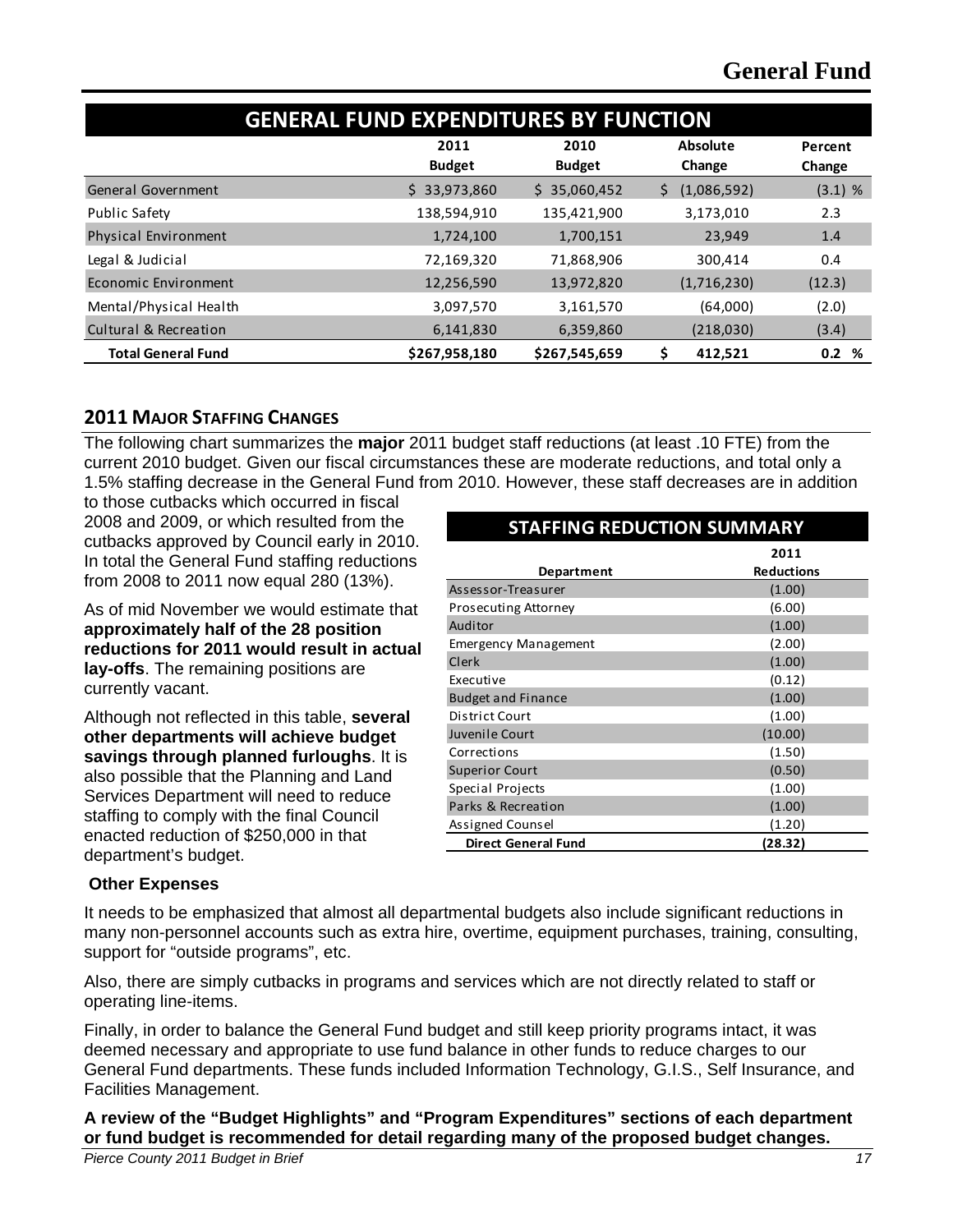# General Fund

## GENERAL FUND EXPENDITURES BY FUNCTION

| | 2011 Budget | 2010 Budget | Absolute Change | Percent Change |
|---|---|---|---|---|
| General Government | $ 33,973,860 | $ 35,060,452 | $ (1,086,592) | (3.1) % |
| Public Safety | 138,594,910 | 135,421,900 | 3,173,010 | 2.3 |
| Physical Environment | 1,724,100 | 1,700,151 | 23,949 | 1.4 |
| Legal & Judicial | 72,169,320 | 71,868,906 | 300,414 | 0.4 |
| Economic Environment | 12,256,590 | 13,972,820 | (1,716,230) | (12.3) |
| Mental/Physical Health | 3,097,570 | 3,161,570 | (64,000) | (2.0) |
| Cultural & Recreation | 6,141,830 | 6,359,860 | (218,030) | (3.4) |
| **Total General Fund** | **$267,958,180** | **$267,545,659** | **$ 412,521** | **0.2 %** |

## 2011 Major Staffing Changes

The following chart summarizes the **major** 2011 budget staff reductions (at least .10 FTE) from the current 2010 budget. Given our fiscal circumstances these are moderate reductions, and total only a 1.5% staffing decrease in the General Fund from 2010. However, these staff decreases are in addition to those cutbacks which occurred in fiscal 2008 and 2009, or which resulted from the cutbacks approved by Council early in 2010. In total the General Fund staffing reductions from 2008 to 2011 now equal 280 (13%).

As of mid November we would estimate that **approximately half of the 28 position reductions for 2011 would result in actual lay-offs**. The remaining positions are currently vacant.

Although not reflected in this table, **several other departments will achieve budget savings through planned furloughs**. It is also possible that the Planning and Land Services Department will need to reduce staffing to comply with the final Council enacted reduction of $250,000 in that department's budget.

### STAFFING REDUCTION SUMMARY

| Department | 2011 Reductions |
|---|---|
| Assessor-Treasurer | (1.00) |
| Prosecuting Attorney | (6.00) |
| Auditor | (1.00) |
| Emergency Management | (2.00) |
| Clerk | (1.00) |
| Executive | (0.12) |
| Budget and Finance | (1.00) |
| District Court | (1.00) |
| Juvenile Court | (10.00) |
| Corrections | (1.50) |
| Superior Court | (0.50) |
| Special Projects | (1.00) |
| Parks & Recreation | (1.00) |
| Assigned Counsel | (1.20) |
| **Direct General Fund** | **(28.32)** |

### Other Expenses

It needs to be emphasized that almost all departmental budgets also include significant reductions in many non-personnel accounts such as extra hire, overtime, equipment purchases, training, consulting, support for "outside programs", etc.

Also, there are simply cutbacks in programs and services which are not directly related to staff or operating line-items.

Finally, in order to balance the General Fund budget and still keep priority programs intact, it was deemed necessary and appropriate to use fund balance in other funds to reduce charges to our General Fund departments. These funds included Information Technology, G.I.S., Self Insurance, and Facilities Management.

**A review of the "Budget Highlights" and "Program Expenditures" sections of each department or fund budget is recommended for detail regarding many of the proposed budget changes.**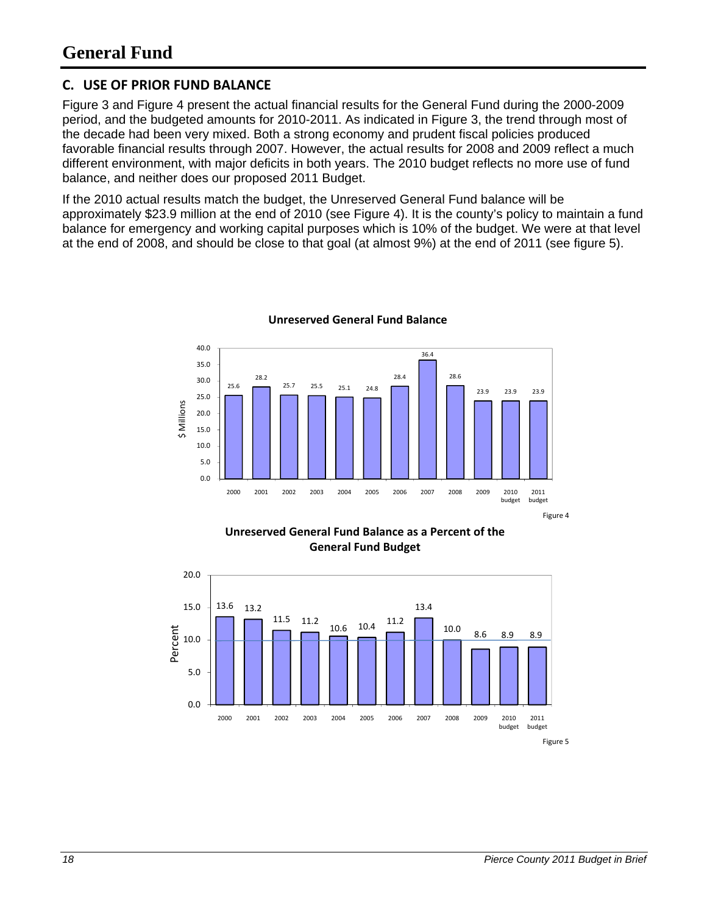# General Fund

## C. USE OF PRIOR FUND BALANCE

Figure 3 and Figure 4 present the actual financial results for the General Fund during the 2000-2009 period, and the budgeted amounts for 2010-2011. As indicated in Figure 3, the trend through most of the decade had been very mixed. Both a strong economy and prudent fiscal policies produced favorable financial results through 2007. However, the actual results for 2008 and 2009 reflect a much different environment, with major deficits in both years. The 2010 budget reflects no more use of fund balance, and neither does our proposed 2011 Budget.

If the 2010 actual results match the budget, the Unreserved General Fund balance will be approximately $23.9 million at the end of 2010 (see Figure 4). It is the county's policy to maintain a fund balance for emergency and working capital purposes which is 10% of the budget. We were at that level at the end of 2008, and should be close to that goal (at almost 9%) at the end of 2011 (see figure 5).

**Unreserved General Fund Balance**

| Year | $ Millions |
|---|---|
| 2000 | 25.6 |
| 2001 | 28.2 |
| 2002 | 25.7 |
| 2003 | 25.5 |
| 2004 | 25.1 |
| 2005 | 24.8 |
| 2006 | 28.4 |
| 2007 | 36.4 |
| 2008 | 28.6 |
| 2009 | 23.9 |
| 2010 budget | 23.9 |
| 2011 budget | 23.9 |

Figure 4

**Unreserved General Fund Balance as a Percent of the General Fund Budget**

| Year | Percent |
|---|---|
| 2000 | 13.6 |
| 2001 | 13.2 |
| 2002 | 11.5 |
| 2003 | 11.2 |
| 2004 | 10.6 |
| 2005 | 10.4 |
| 2006 | 11.2 |
| 2007 | 13.4 |
| 2008 | 10.0 |
| 2009 | 8.6 |
| 2010 budget | 8.9 |
| 2011 budget | 8.9 |

Figure 5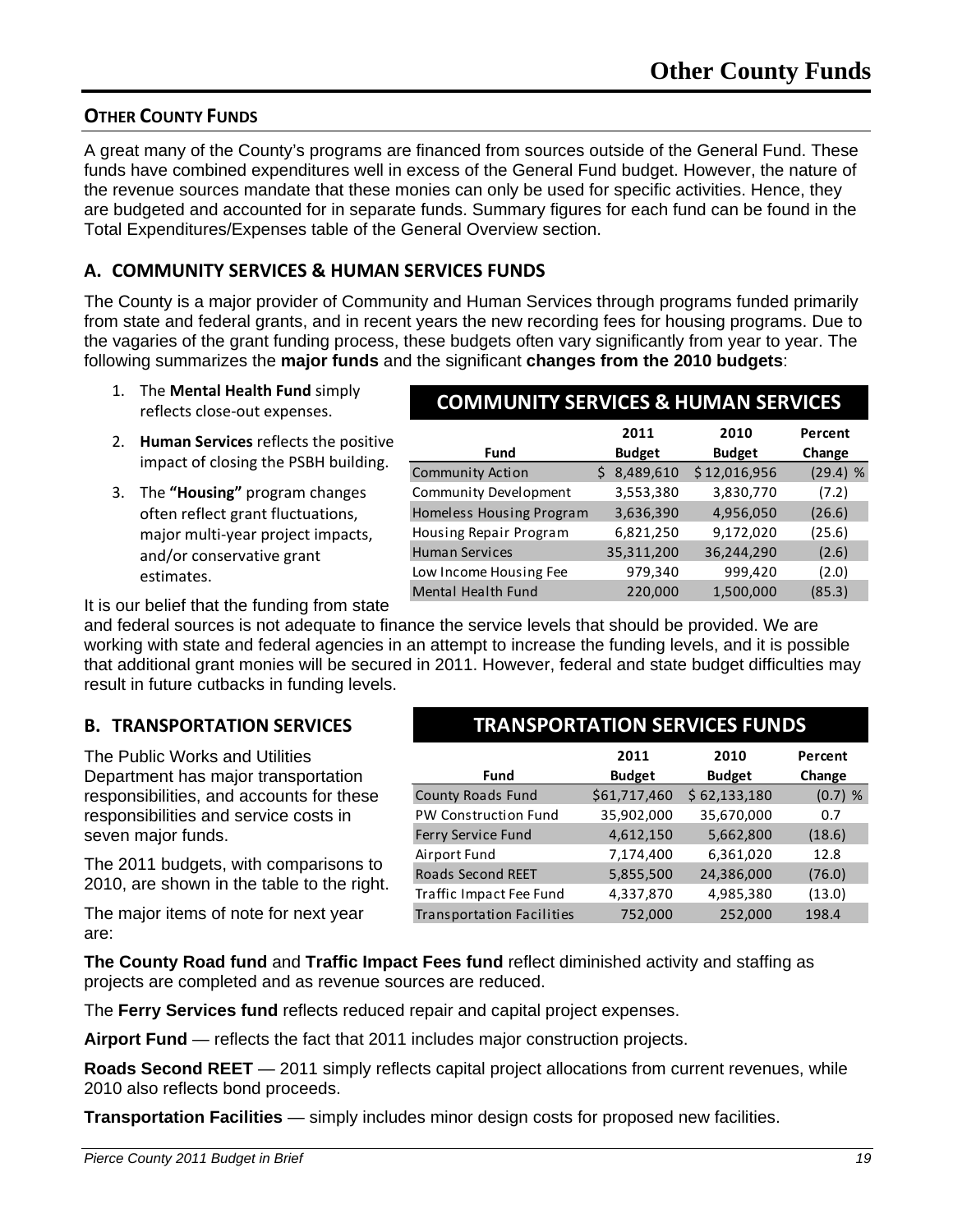## OTHER COUNTY FUNDS

A great many of the County's programs are financed from sources outside of the General Fund. These funds have combined expenditures well in excess of the General Fund budget. However, the nature of the revenue sources mandate that these monies can only be used for specific activities. Hence, they are budgeted and accounted for in separate funds. Summary figures for each fund can be found in the Total Expenditures/Expenses table of the General Overview section.

### A. COMMUNITY SERVICES & HUMAN SERVICES FUNDS

The County is a major provider of Community and Human Services through programs funded primarily from state and federal grants, and in recent years the new recording fees for housing programs. Due to the vagaries of the grant funding process, these budgets often vary significantly from year to year. The following summarizes the **major funds** and the significant **changes from the 2010 budgets**:

1. The **Mental Health Fund** simply reflects close-out expenses.
2. **Human Services** reflects the positive impact of closing the PSBH building.
3. The **"Housing"** program changes often reflect grant fluctuations, major multi-year project impacts, and/or conservative grant estimates.

**COMMUNITY SERVICES & HUMAN SERVICES**

| Fund | 2011 Budget | 2010 Budget | Percent Change |
|---|---|---|---|
| Community Action | $ 8,489,610 | $ 12,016,956 | (29.4) % |
| Community Development | 3,553,380 | 3,830,770 | (7.2) |
| Homeless Housing Program | 3,636,390 | 4,956,050 | (26.6) |
| Housing Repair Program | 6,821,250 | 9,172,020 | (25.6) |
| Human Services | 35,311,200 | 36,244,290 | (2.6) |
| Low Income Housing Fee | 979,340 | 999,420 | (2.0) |
| Mental Health Fund | 220,000 | 1,500,000 | (85.3) |

It is our belief that the funding from state and federal sources is not adequate to finance the service levels that should be provided. We are working with state and federal agencies in an attempt to increase the funding levels, and it is possible that additional grant monies will be secured in 2011. However, federal and state budget difficulties may result in future cutbacks in funding levels.

### B. TRANSPORTATION SERVICES

The Public Works and Utilities Department has major transportation responsibilities, and accounts for these responsibilities and service costs in seven major funds.

The 2011 budgets, with comparisons to 2010, are shown in the table to the right.

**TRANSPORTATION SERVICES FUNDS**

| Fund | 2011 Budget | 2010 Budget | Percent Change |
|---|---|---|---|
| County Roads Fund | $61,717,460 | $ 62,133,180 | (0.7) % |
| PW Construction Fund | 35,902,000 | 35,670,000 | 0.7 |
| Ferry Service Fund | 4,612,150 | 5,662,800 | (18.6) |
| Airport Fund | 7,174,400 | 6,361,020 | 12.8 |
| Roads Second REET | 5,855,500 | 24,386,000 | (76.0) |
| Traffic Impact Fee Fund | 4,337,870 | 4,985,380 | (13.0) |
| Transportation Facilities | 752,000 | 252,000 | 198.4 |

The major items of note for next year are:

**The County Road fund** and **Traffic Impact Fees fund** reflect diminished activity and staffing as projects are completed and as revenue sources are reduced.

The **Ferry Services fund** reflects reduced repair and capital project expenses.

**Airport Fund** — reflects the fact that 2011 includes major construction projects.

**Roads Second REET** — 2011 simply reflects capital project allocations from current revenues, while 2010 also reflects bond proceeds.

**Transportation Facilities** — simply includes minor design costs for proposed new facilities.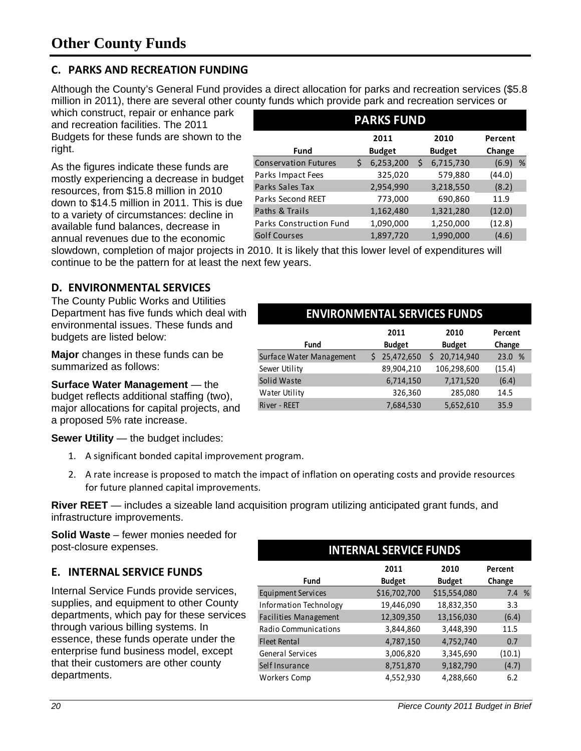# Other County Funds

## C. PARKS AND RECREATION FUNDING

Although the County's General Fund provides a direct allocation for parks and recreation services ($5.8 million in 2011), there are several other county funds which provide park and recreation services or which construct, repair or enhance park and recreation facilities. The 2011 Budgets for these funds are shown to the right.

As the figures indicate these funds are mostly experiencing a decrease in budget resources, from $15.8 million in 2010 down to $14.5 million in 2011. This is due to a variety of circumstances: decline in available fund balances, decrease in annual revenues due to the economic slowdown, completion of major projects in 2010. It is likely that this lower level of expenditures will continue to be the pattern for at least the next few years.

**PARKS FUND**

| Fund | 2011 Budget | 2010 Budget | Percent Change |
|---|---|---|---|
| Conservation Futures | $ 6,253,200 | $ 6,715,730 | (6.9) % |
| Parks Impact Fees | 325,020 | 579,880 | (44.0) |
| Parks Sales Tax | 2,954,990 | 3,218,550 | (8.2) |
| Parks Second REET | 773,000 | 690,860 | 11.9 |
| Paths & Trails | 1,162,480 | 1,321,280 | (12.0) |
| Parks Construction Fund | 1,090,000 | 1,250,000 | (12.8) |
| Golf Courses | 1,897,720 | 1,990,000 | (4.6) |

## D. ENVIRONMENTAL SERVICES

The County Public Works and Utilities Department has five funds which deal with environmental issues. These funds and budgets are listed below:

**ENVIRONMENTAL SERVICES FUNDS**

| Fund | 2011 Budget | 2010 Budget | Percent Change |
|---|---|---|---|
| Surface Water Management | $ 25,472,650 | $ 20,714,940 | 23.0 % |
| Sewer Utility | 89,904,210 | 106,298,600 | (15.4) |
| Solid Waste | 6,714,150 | 7,171,520 | (6.4) |
| Water Utility | 326,360 | 285,080 | 14.5 |
| River - REET | 7,684,530 | 5,652,610 | 35.9 |

**Major** changes in these funds can be summarized as follows:

**Surface Water Management** — the budget reflects additional staffing (two), major allocations for capital projects, and a proposed 5% rate increase.

**Sewer Utility** — the budget includes:

1. A significant bonded capital improvement program.
2. A rate increase is proposed to match the impact of inflation on operating costs and provide resources for future planned capital improvements.

**River REET** — includes a sizeable land acquisition program utilizing anticipated grant funds, and infrastructure improvements.

**Solid Waste** – fewer monies needed for post-closure expenses.

## E. INTERNAL SERVICE FUNDS

Internal Service Funds provide services, supplies, and equipment to other County departments, which pay for these services through various billing systems. In essence, these funds operate under the enterprise fund business model, except that their customers are other county departments.

**INTERNAL SERVICE FUNDS**

| Fund | 2011 Budget | 2010 Budget | Percent Change |
|---|---|---|---|
| Equipment Services | $16,702,700 | $15,554,080 | 7.4 % |
| Information Technology | 19,446,090 | 18,832,350 | 3.3 |
| Facilities Management | 12,309,350 | 13,156,030 | (6.4) |
| Radio Communications | 3,844,860 | 3,448,390 | 11.5 |
| Fleet Rental | 4,787,150 | 4,752,740 | 0.7 |
| General Services | 3,006,820 | 3,345,690 | (10.1) |
| Self Insurance | 8,751,870 | 9,182,790 | (4.7) |
| Workers Comp | 4,552,930 | 4,288,660 | 6.2 |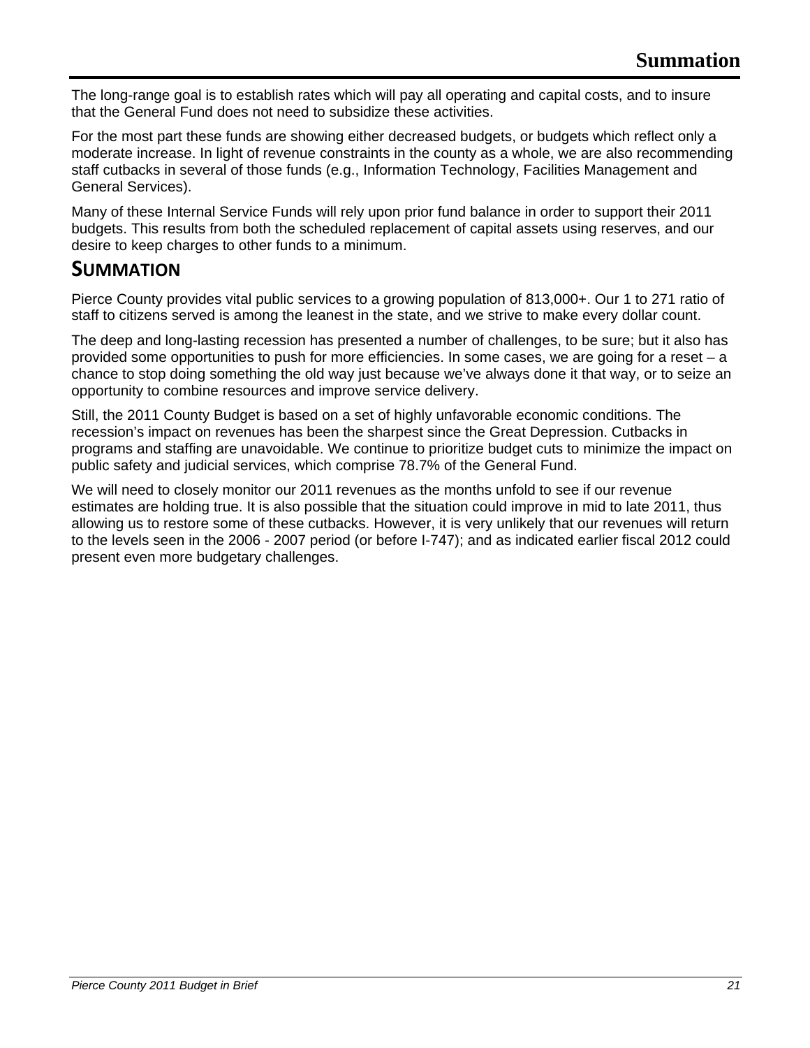The long-range goal is to establish rates which will pay all operating and capital costs, and to insure that the General Fund does not need to subsidize these activities.

For the most part these funds are showing either decreased budgets, or budgets which reflect only a moderate increase. In light of revenue constraints in the county as a whole, we are also recommending staff cutbacks in several of those funds (e.g., Information Technology, Facilities Management and General Services).

Many of these Internal Service Funds will rely upon prior fund balance in order to support their 2011 budgets. This results from both the scheduled replacement of capital assets using reserves, and our desire to keep charges to other funds to a minimum.

## SUMMATION

Pierce County provides vital public services to a growing population of 813,000+. Our 1 to 271 ratio of staff to citizens served is among the leanest in the state, and we strive to make every dollar count.

The deep and long-lasting recession has presented a number of challenges, to be sure; but it also has provided some opportunities to push for more efficiencies. In some cases, we are going for a reset – a chance to stop doing something the old way just because we've always done it that way, or to seize an opportunity to combine resources and improve service delivery.

Still, the 2011 County Budget is based on a set of highly unfavorable economic conditions. The recession's impact on revenues has been the sharpest since the Great Depression. Cutbacks in programs and staffing are unavoidable. We continue to prioritize budget cuts to minimize the impact on public safety and judicial services, which comprise 78.7% of the General Fund.

We will need to closely monitor our 2011 revenues as the months unfold to see if our revenue estimates are holding true. It is also possible that the situation could improve in mid to late 2011, thus allowing us to restore some of these cutbacks. However, it is very unlikely that our revenues will return to the levels seen in the 2006 - 2007 period (or before I-747); and as indicated earlier fiscal 2012 could present even more budgetary challenges.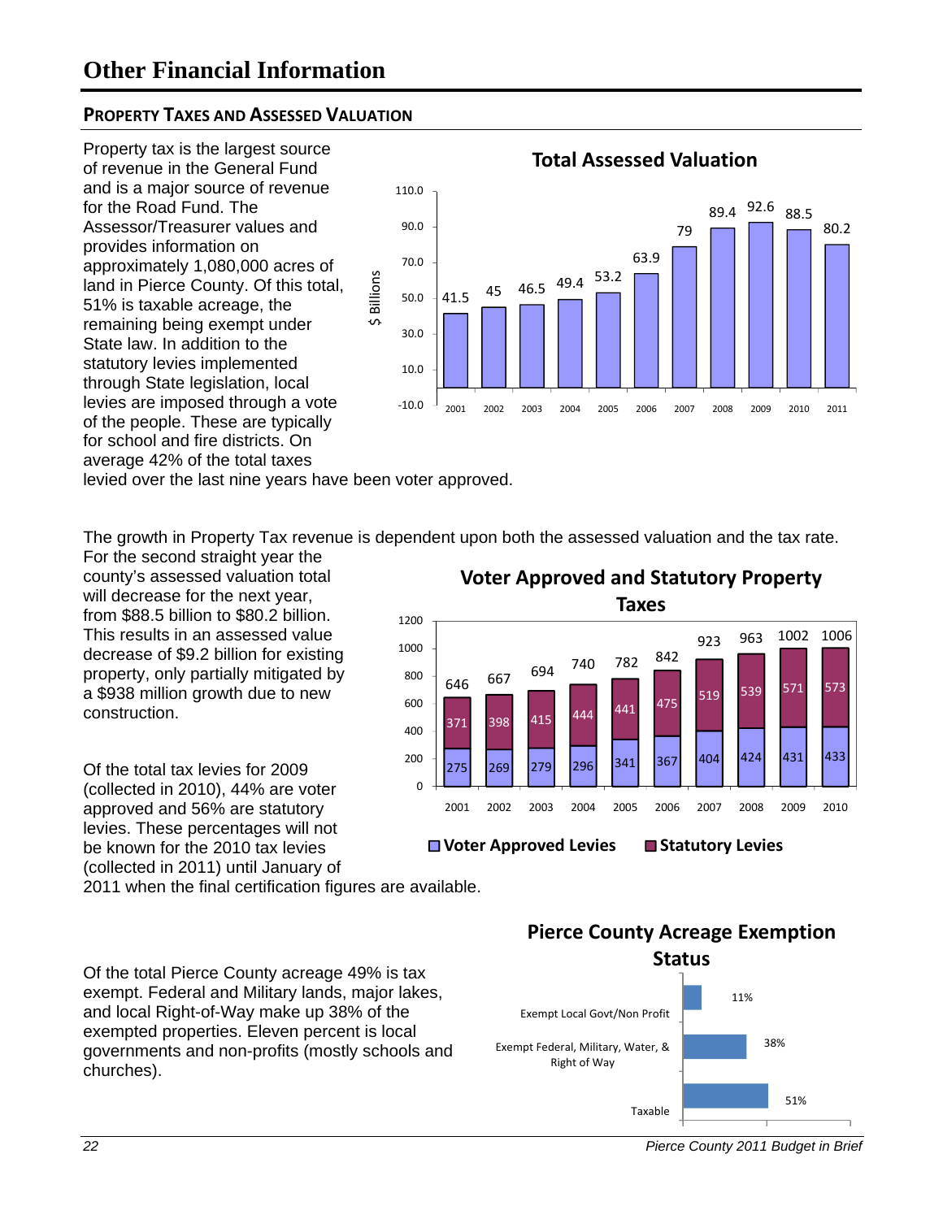# Other Financial Information

## PROPERTY TAXES AND ASSESSED VALUATION

Property tax is the largest source of revenue in the General Fund and is a major source of revenue for the Road Fund. The Assessor/Treasurer values and provides information on approximately 1,080,000 acres of land in Pierce County. Of this total, 51% is taxable acreage, the remaining being exempt under State law. In addition to the statutory levies implemented through State legislation, local levies are imposed through a vote of the people. These are typically for school and fire districts. On average 42% of the total taxes levied over the last nine years have been voter approved.

**Total Assessed Valuation** ($ Billions)

| Year | $ Billions |
|---|---|
| 2001 | 41.5 |
| 2002 | 45 |
| 2003 | 46.5 |
| 2004 | 49.4 |
| 2005 | 53.2 |
| 2006 | 63.9 |
| 2007 | 79 |
| 2008 | 89.4 |
| 2009 | 92.6 |
| 2010 | 88.5 |
| 2011 | 80.2 |

The growth in Property Tax revenue is dependent upon both the assessed valuation and the tax rate. For the second straight year the county's assessed valuation total will decrease for the next year, from $88.5 billion to $80.2 billion. This results in an assessed value decrease of $9.2 billion for existing property, only partially mitigated by a $938 million growth due to new construction.

Of the total tax levies for 2009 (collected in 2010), 44% are voter approved and 56% are statutory levies. These percentages will not be known for the 2010 tax levies (collected in 2011) until January of 2011 when the final certification figures are available.

**Voter Approved and Statutory Property Taxes**

| Year | Voter Approved Levies | Statutory Levies | Total |
|---|---|---|---|
| 2001 | 275 | 371 | 646 |
| 2002 | 269 | 398 | 667 |
| 2003 | 279 | 415 | 694 |
| 2004 | 296 | 444 | 740 |
| 2005 | 341 | 441 | 782 |
| 2006 | 367 | 475 | 842 |
| 2007 | 404 | 519 | 923 |
| 2008 | 424 | 539 | 963 |
| 2009 | 431 | 571 | 1002 |
| 2010 | 433 | 573 | 1006 |

Of the total Pierce County acreage 49% is tax exempt. Federal and Military lands, major lakes, and local Right-of-Way make up 38% of the exempted properties. Eleven percent is local governments and non-profits (mostly schools and churches).

**Pierce County Acreage Exemption Status**

| Status | Percent |
|---|---|
| Exempt Local Govt/Non Profit | 11% |
| Exempt Federal, Military, Water, & Right of Way | 38% |
| Taxable | 51% |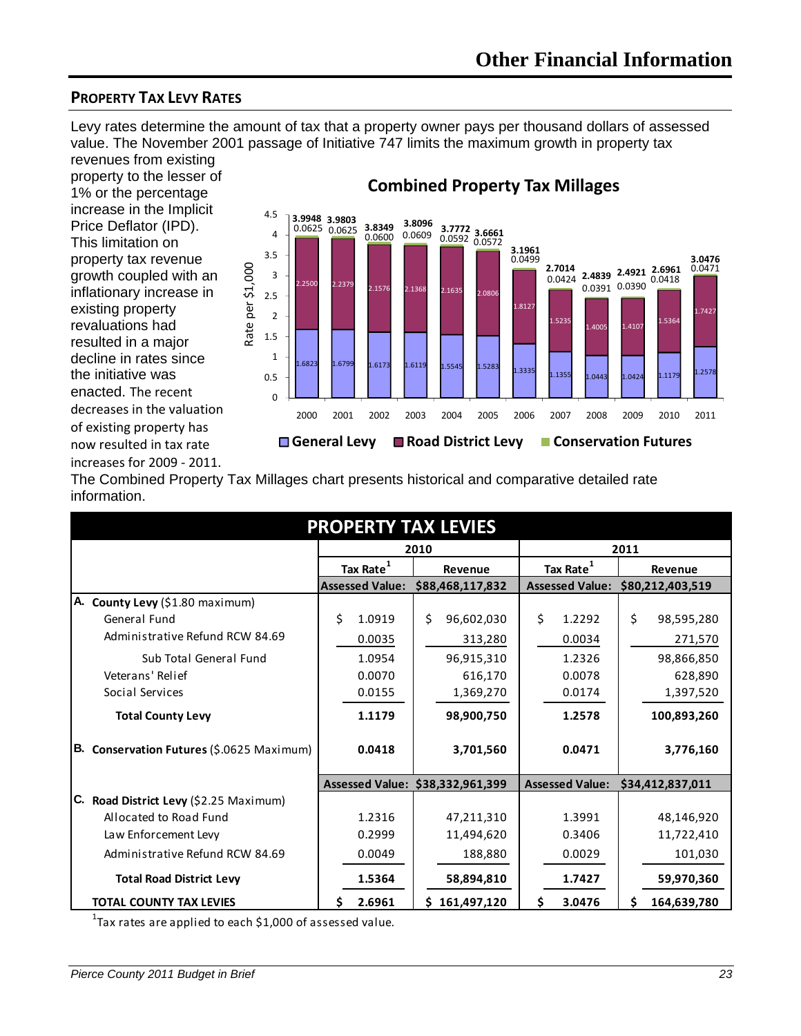# Other Financial Information

## PROPERTY TAX LEVY RATES

Levy rates determine the amount of tax that a property owner pays per thousand dollars of assessed value. The November 2001 passage of Initiative 747 limits the maximum growth in property tax revenues from existing property to the lesser of 1% or the percentage increase in the Implicit Price Deflator (IPD). This limitation on property tax revenue growth coupled with an inflationary increase in existing property revaluations had resulted in a major decline in rates since the initiative was enacted. The recent decreases in the valuation of existing property has now resulted in tax rate increases for 2009 - 2011.

**Combined Property Tax Millages**

| Year | General Levy | Road District Levy | Conservation Futures | Total |
|---|---|---|---|---|
| 2000 | 1.6823 | 2.2500 | 0.0625 | 3.9948 |
| 2001 | 1.6799 | 2.2379 | 0.0625 | 3.9803 |
| 2002 | 1.6173 | 2.1576 | 0.0600 | 3.8349 |
| 2003 | 1.6119 | 2.1368 | 0.0609 | 3.8096 |
| 2004 | 1.5545 | 2.1635 | 0.0592 | 3.7772 |
| 2005 | 1.5283 | 2.0806 | 0.0572 | 3.6661 |
| 2006 | 1.3335 | 1.8127 | 0.0499 | 3.1961 |
| 2007 | 1.1355 | 1.5235 | 0.0424 | 2.7014 |
| 2008 | 1.0443 | 1.4005 | 0.0391 | 2.4839 |
| 2009 | 1.0424 | 1.4107 | 0.0390 | 2.4921 |
| 2010 | 1.1179 | 1.5364 | 0.0418 | 2.6961 |
| 2011 | 1.2578 | 1.7427 | 0.0471 | 3.0476 |

The Combined Property Tax Millages chart presents historical and comparative detailed rate information.

**PROPERTY TAX LEVIES**

| | 2010 | | 2011 | |
|---|---|---|---|---|
| | Tax Rate[1] | Revenue | Tax Rate[1] | Revenue |
| | Assessed Value: | $88,468,117,832 | Assessed Value: | $80,212,403,519 |
| **A. County Levy** ($1.80 maximum) | | | | |
| General Fund | $ 1.0919 | $ 96,602,030 | $ 1.2292 | $ 98,595,280 |
| Administrative Refund RCW 84.69 | 0.0035 | 313,280 | 0.0034 | 271,570 |
| Sub Total General Fund | 1.0954 | 96,915,310 | 1.2326 | 98,866,850 |
| Veterans' Relief | 0.0070 | 616,170 | 0.0078 | 628,890 |
| Social Services | 0.0155 | 1,369,270 | 0.0174 | 1,397,520 |
| **Total County Levy** | **1.1179** | **98,900,750** | **1.2578** | **100,893,260** |
| **B. Conservation Futures** ($.0625 Maximum) | **0.0418** | **3,701,560** | **0.0471** | **3,776,160** |
| | Assessed Value: | $38,332,961,399 | Assessed Value: | $34,412,837,011 |
| **C. Road District Levy** ($2.25 Maximum) | | | | |
| Allocated to Road Fund | 1.2316 | 47,211,310 | 1.3991 | 48,146,920 |
| Law Enforcement Levy | 0.2999 | 11,494,620 | 0.3406 | 11,722,410 |
| Administrative Refund RCW 84.69 | 0.0049 | 188,880 | 0.0029 | 101,030 |
| **Total Road District Levy** | **1.5364** | **58,894,810** | **1.7427** | **59,970,360** |
| **TOTAL COUNTY TAX LEVIES** | **$ 2.6961** | **$ 161,497,120** | **$ 3.0476** | **$ 164,639,780** |

[1]Tax rates are applied to each $1,000 of assessed value.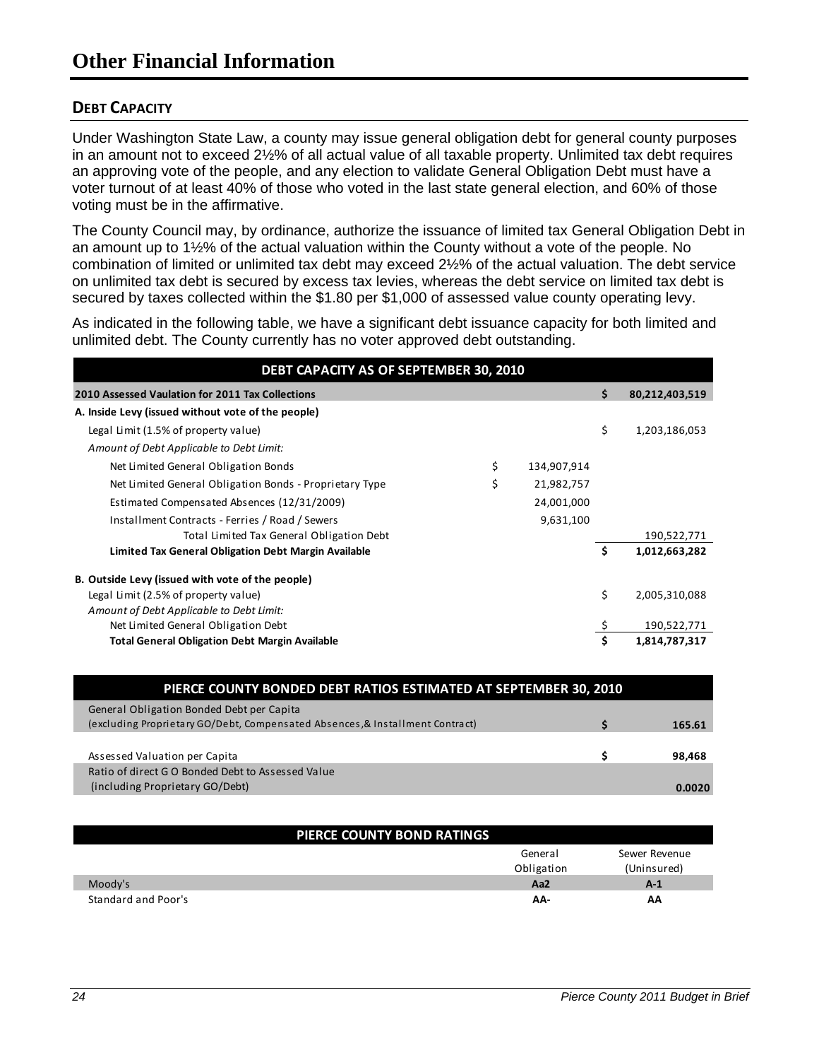# Other Financial Information

## Debt Capacity

Under Washington State Law, a county may issue general obligation debt for general county purposes in an amount not to exceed 2½% of all actual value of all taxable property. Unlimited tax debt requires an approving vote of the people, and any election to validate General Obligation Debt must have a voter turnout of at least 40% of those who voted in the last state general election, and 60% of those voting must be in the affirmative.

The County Council may, by ordinance, authorize the issuance of limited tax General Obligation Debt in an amount up to 1½% of the actual valuation within the County without a vote of the people. No combination of limited or unlimited tax debt may exceed 2½% of the actual valuation. The debt service on unlimited tax debt is secured by excess tax levies, whereas the debt service on limited tax debt is secured by taxes collected within the $1.80 per $1,000 of assessed value county operating levy.

As indicated in the following table, we have a significant debt issuance capacity for both limited and unlimited debt. The County currently has no voter approved debt outstanding.

| DEBT CAPACITY AS OF SEPTEMBER 30, 2010 | | |
|---|---|---|
| **2010 Assessed Vaulation for 2011 Tax Collections** | | **$ 80,212,403,519** |
| **A. Inside Levy (issued without vote of the people)** | | |
| Legal Limit (1.5% of property value) | | $ 1,203,186,053 |
| *Amount of Debt Applicable to Debt Limit:* | | |
| Net Limited General Obligation Bonds | $ 134,907,914 | |
| Net Limited General Obligation Bonds - Proprietary Type | $ 21,982,757 | |
| Estimated Compensated Absences (12/31/2009) | 24,001,000 | |
| Installment Contracts - Ferries / Road / Sewers | 9,631,100 | |
| Total Limited Tax General Obligation Debt | | 190,522,771 |
| **Limited Tax General Obligation Debt Margin Available** | | **$ 1,012,663,282** |
| **B. Outside Levy (issued with vote of the people)** | | |
| Legal Limit (2.5% of property value) | | $ 2,005,310,088 |
| *Amount of Debt Applicable to Debt Limit:* | | |
| Net Limited General Obligation Debt | | $ 190,522,771 |
| **Total General Obligation Debt Margin Available** | | **$ 1,814,787,317** |

| PIERCE COUNTY BONDED DEBT RATIOS ESTIMATED AT SEPTEMBER 30, 2010 | |
|---|---|
| General Obligation Bonded Debt per Capita (excluding Proprietary GO/Debt, Compensated Absences,& Installment Contract) | **$ 165.61** |
| Assessed Valuation per Capita | **$ 98,468** |
| Ratio of direct G O Bonded Debt to Assessed Value (including Proprietary GO/Debt) | **0.0020** |

| PIERCE COUNTY BOND RATINGS | General Obligation | Sewer Revenue (Uninsured) |
|---|---|---|
| Moody's | **Aa2** | **A-1** |
| Standard and Poor's | **AA-** | **AA** |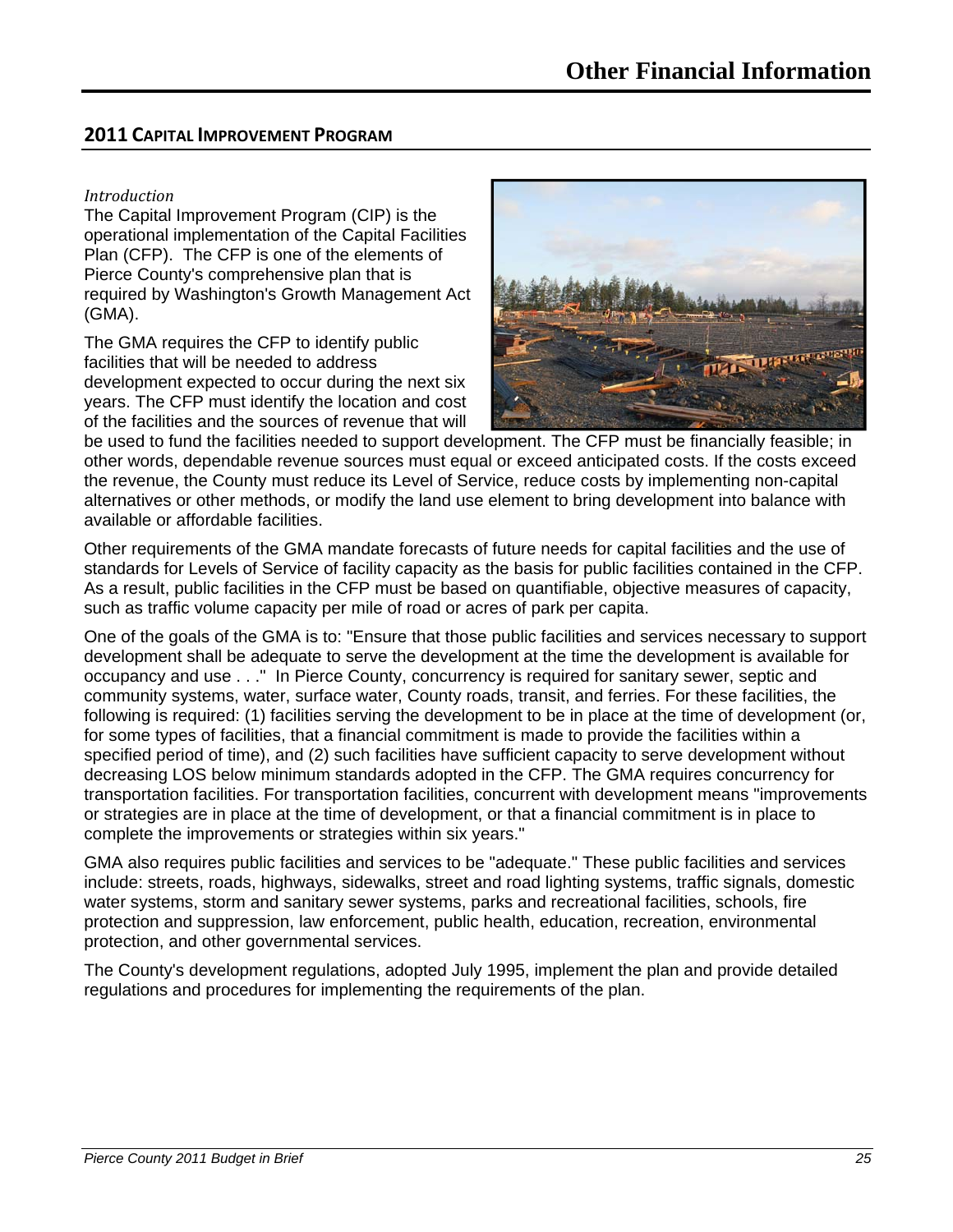## 2011 Capital Improvement Program

*Introduction*

The Capital Improvement Program (CIP) is the operational implementation of the Capital Facilities Plan (CFP). The CFP is one of the elements of Pierce County's comprehensive plan that is required by Washington's Growth Management Act (GMA).

The GMA requires the CFP to identify public facilities that will be needed to address development expected to occur during the next six years. The CFP must identify the location and cost of the facilities and the sources of revenue that will be used to fund the facilities needed to support development. The CFP must be financially feasible; in other words, dependable revenue sources must equal or exceed anticipated costs. If the costs exceed the revenue, the County must reduce its Level of Service, reduce costs by implementing non-capital alternatives or other methods, or modify the land use element to bring development into balance with available or affordable facilities.

Other requirements of the GMA mandate forecasts of future needs for capital facilities and the use of standards for Levels of Service of facility capacity as the basis for public facilities contained in the CFP. As a result, public facilities in the CFP must be based on quantifiable, objective measures of capacity, such as traffic volume capacity per mile of road or acres of park per capita.

One of the goals of the GMA is to: "Ensure that those public facilities and services necessary to support development shall be adequate to serve the development at the time the development is available for occupancy and use . . ." In Pierce County, concurrency is required for sanitary sewer, septic and community systems, water, surface water, County roads, transit, and ferries. For these facilities, the following is required: (1) facilities serving the development to be in place at the time of development (or, for some types of facilities, that a financial commitment is made to provide the facilities within a specified period of time), and (2) such facilities have sufficient capacity to serve development without decreasing LOS below minimum standards adopted in the CFP. The GMA requires concurrency for transportation facilities. For transportation facilities, concurrent with development means "improvements or strategies are in place at the time of development, or that a financial commitment is in place to complete the improvements or strategies within six years."

GMA also requires public facilities and services to be "adequate." These public facilities and services include: streets, roads, highways, sidewalks, street and road lighting systems, traffic signals, domestic water systems, storm and sanitary sewer systems, parks and recreational facilities, schools, fire protection and suppression, law enforcement, public health, education, recreation, environmental protection, and other governmental services.

The County's development regulations, adopted July 1995, implement the plan and provide detailed regulations and procedures for implementing the requirements of the plan.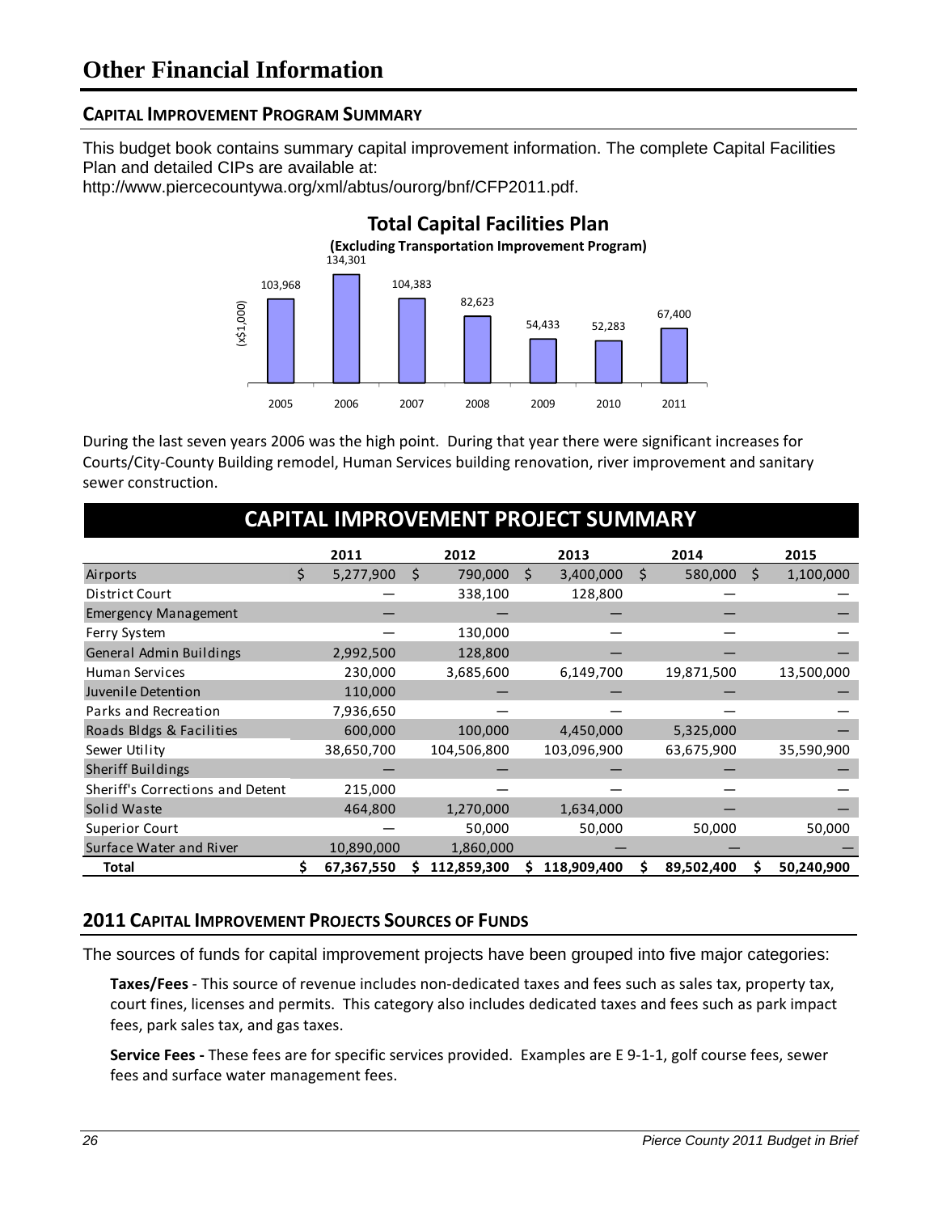# Other Financial Information

## CAPITAL IMPROVEMENT PROGRAM SUMMARY

This budget book contains summary capital improvement information. The complete Capital Facilities Plan and detailed CIPs are available at:
http://www.piercecountywa.org/xml/abtus/ourorg/bnf/CFP2011.pdf.

**Total Capital Facilities Plan**
**(Excluding Transportation Improvement Program)**

(x$1,000)

| 2005 | 2006 | 2007 | 2008 | 2009 | 2010 | 2011 |
|---|---|---|---|---|---|---|
| 103,968 | 134,301 | 104,383 | 82,623 | 54,433 | 52,283 | 67,400 |

During the last seven years 2006 was the high point. During that year there were significant increases for Courts/City-County Building remodel, Human Services building renovation, river improvement and sanitary sewer construction.

## CAPITAL IMPROVEMENT PROJECT SUMMARY

| | 2011 | 2012 | 2013 | 2014 | 2015 |
|---|---|---|---|---|---|
| Airports | $ 5,277,900 | $ 790,000 | $ 3,400,000 | $ 580,000 | $ 1,100,000 |
| District Court | — | 338,100 | 128,800 | — | — |
| Emergency Management | — | — | — | — | — |
| Ferry System | — | 130,000 | — | — | — |
| General Admin Buildings | 2,992,500 | 128,800 | — | — | — |
| Human Services | 230,000 | 3,685,600 | 6,149,700 | 19,871,500 | 13,500,000 |
| Juvenile Detention | 110,000 | — | — | — | — |
| Parks and Recreation | 7,936,650 | — | — | — | — |
| Roads Bldgs & Facilities | 600,000 | 100,000 | 4,450,000 | 5,325,000 | — |
| Sewer Utility | 38,650,700 | 104,506,800 | 103,096,900 | 63,675,900 | 35,590,900 |
| Sheriff Buildings | — | — | — | — | — |
| Sheriff's Corrections and Detent | 215,000 | — | — | — | — |
| Solid Waste | 464,800 | 1,270,000 | 1,634,000 | — | — |
| Superior Court | — | 50,000 | 50,000 | 50,000 | 50,000 |
| Surface Water and River | 10,890,000 | 1,860,000 | — | — | — |
| **Total** | **$ 67,367,550** | **$ 112,859,300** | **$ 118,909,400** | **$ 89,502,400** | **$ 50,240,900** |

## 2011 CAPITAL IMPROVEMENT PROJECTS SOURCES OF FUNDS

The sources of funds for capital improvement projects have been grouped into five major categories:

**Taxes/Fees** - This source of revenue includes non-dedicated taxes and fees such as sales tax, property tax, court fines, licenses and permits. This category also includes dedicated taxes and fees such as park impact fees, park sales tax, and gas taxes.

**Service Fees -** These fees are for specific services provided. Examples are E 9-1-1, golf course fees, sewer fees and surface water management fees.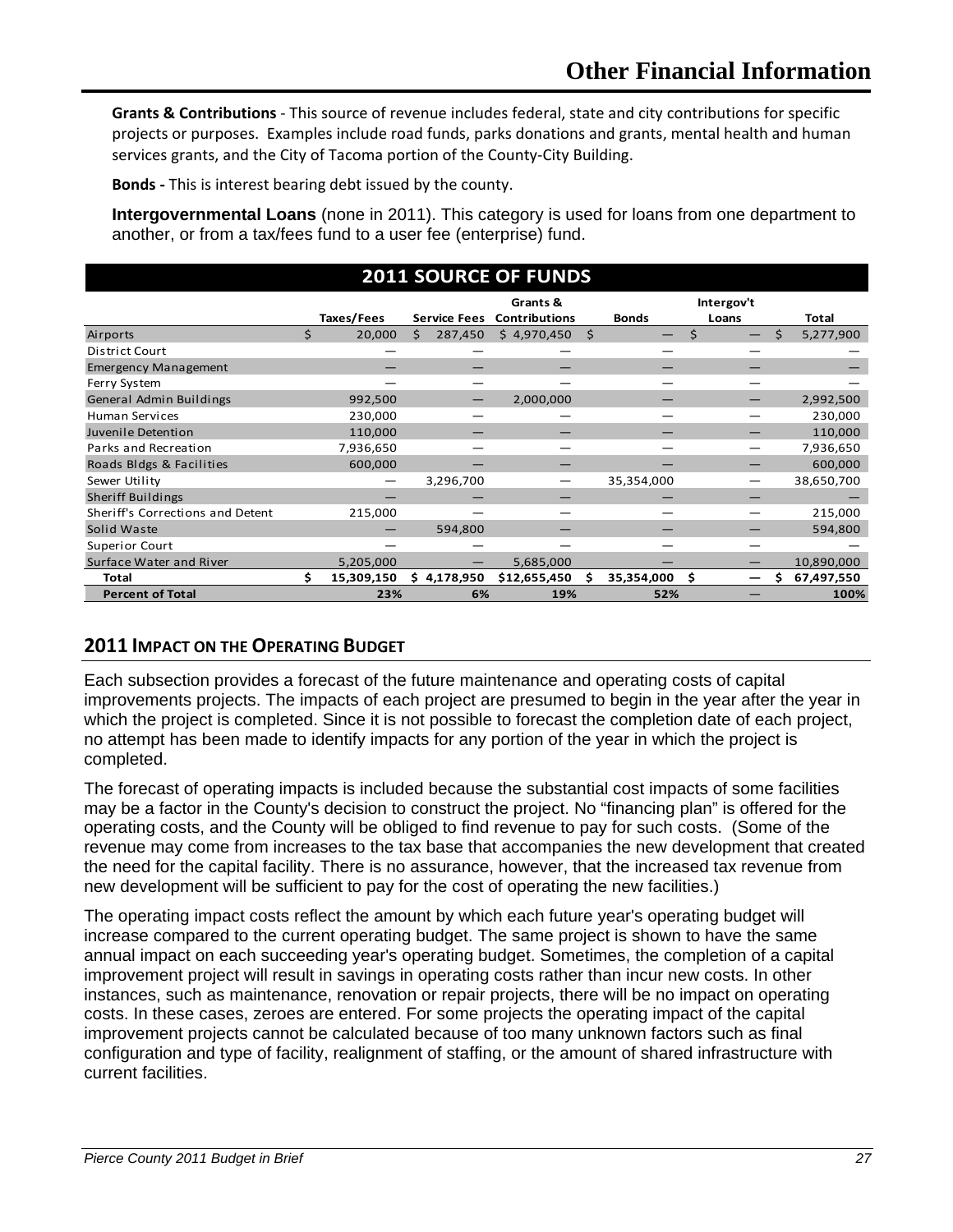# Other Financial Information

**Grants & Contributions** - This source of revenue includes federal, state and city contributions for specific projects or purposes. Examples include road funds, parks donations and grants, mental health and human services grants, and the City of Tacoma portion of the County-City Building.

**Bonds -** This is interest bearing debt issued by the county.

**Intergovernmental Loans** (none in 2011). This category is used for loans from one department to another, or from a tax/fees fund to a user fee (enterprise) fund.

## 2011 SOURCE OF FUNDS

| | Taxes/Fees | Service Fees | Grants & Contributions | Bonds | Intergov't Loans | Total |
|---|---|---|---|---|---|---|
| Airports | $ 20,000 | $ 287,450 | $ 4,970,450 | $ — | $ — | $ 5,277,900 |
| District Court | — | — | — | — | — | — |
| Emergency Management | — | — | — | — | — | — |
| Ferry System | — | — | — | — | — | — |
| General Admin Buildings | 992,500 | — | 2,000,000 | — | — | 2,992,500 |
| Human Services | 230,000 | — | — | — | — | 230,000 |
| Juvenile Detention | 110,000 | — | — | — | — | 110,000 |
| Parks and Recreation | 7,936,650 | — | — | — | — | 7,936,650 |
| Roads Bldgs & Facilities | 600,000 | — | — | — | — | 600,000 |
| Sewer Utility | — | 3,296,700 | — | 35,354,000 | — | 38,650,700 |
| Sheriff Buildings | — | — | — | — | — | — |
| Sheriff's Corrections and Detent | 215,000 | — | — | — | — | 215,000 |
| Solid Waste | — | 594,800 | — | — | — | 594,800 |
| Superior Court | — | — | — | — | — | — |
| Surface Water and River | 5,205,000 | — | 5,685,000 | — | — | 10,890,000 |
| **Total** | **$ 15,309,150** | **$ 4,178,950** | **$12,655,450** | **$ 35,354,000** | **$ —** | **$ 67,497,550** |
| **Percent of Total** | **23%** | **6%** | **19%** | **52%** | **—** | **100%** |

## 2011 Impact on the Operating Budget

Each subsection provides a forecast of the future maintenance and operating costs of capital improvements projects. The impacts of each project are presumed to begin in the year after the year in which the project is completed. Since it is not possible to forecast the completion date of each project, no attempt has been made to identify impacts for any portion of the year in which the project is completed.

The forecast of operating impacts is included because the substantial cost impacts of some facilities may be a factor in the County's decision to construct the project. No "financing plan" is offered for the operating costs, and the County will be obliged to find revenue to pay for such costs. (Some of the revenue may come from increases to the tax base that accompanies the new development that created the need for the capital facility. There is no assurance, however, that the increased tax revenue from new development will be sufficient to pay for the cost of operating the new facilities.)

The operating impact costs reflect the amount by which each future year's operating budget will increase compared to the current operating budget. The same project is shown to have the same annual impact on each succeeding year's operating budget. Sometimes, the completion of a capital improvement project will result in savings in operating costs rather than incur new costs. In other instances, such as maintenance, renovation or repair projects, there will be no impact on operating costs. In these cases, zeroes are entered. For some projects the operating impact of the capital improvement projects cannot be calculated because of too many unknown factors such as final configuration and type of facility, realignment of staffing, or the amount of shared infrastructure with current facilities.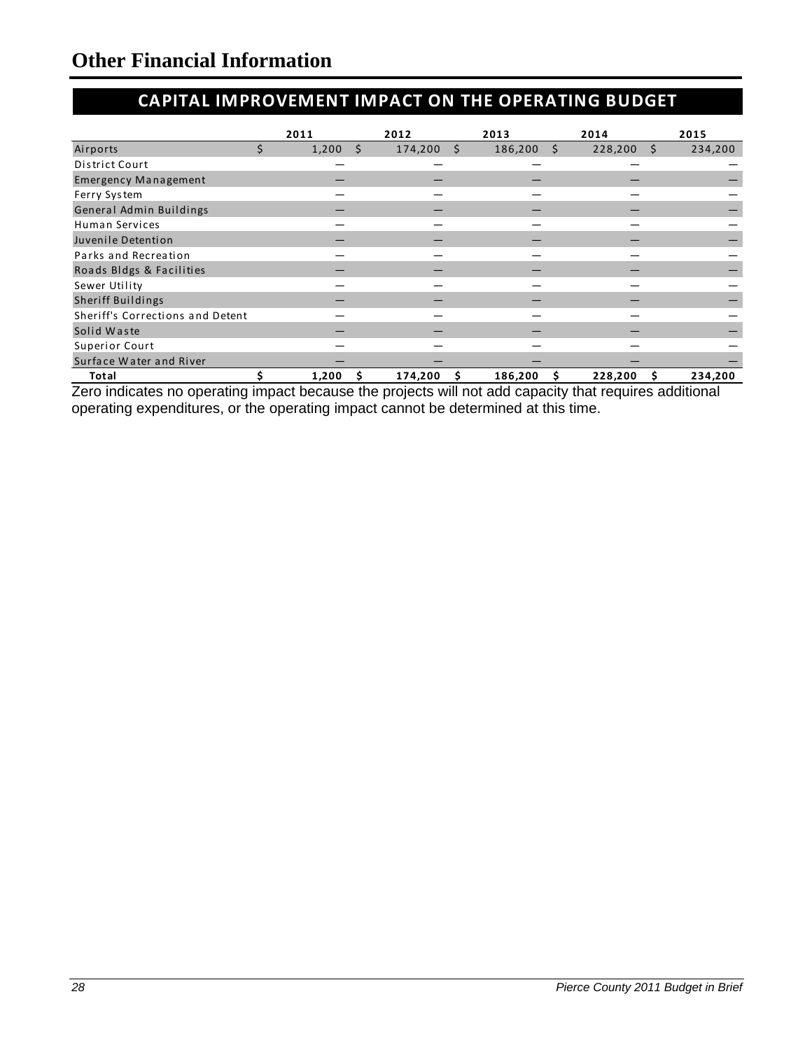# Other Financial Information

## CAPITAL IMPROVEMENT IMPACT ON THE OPERATING BUDGET

| | 2011 | 2012 | 2013 | 2014 | 2015 |
|---|---|---|---|---|---|
| Airports | $ 1,200 | $ 174,200 | $ 186,200 | $ 228,200 | $ 234,200 |
| District Court | — | — | — | — | — |
| Emergency Management | — | — | — | — | — |
| Ferry System | — | — | — | — | — |
| General Admin Buildings | — | — | — | — | — |
| Human Services | — | — | — | — | — |
| Juvenile Detention | — | — | — | — | — |
| Parks and Recreation | — | — | — | — | — |
| Roads Bldgs & Facilities | — | — | — | — | — |
| Sewer Utility | — | — | — | — | — |
| Sheriff Buildings | — | — | — | — | — |
| Sheriff's Corrections and Detent | — | — | — | — | — |
| Solid Waste | — | — | — | — | — |
| Superior Court | — | — | — | — | — |
| Surface Water and River | — | — | — | — | — |
| **Total** | **$ 1,200** | **$ 174,200** | **$ 186,200** | **$ 228,200** | **$ 234,200** |

Zero indicates no operating impact because the projects will not add capacity that requires additional operating expenditures, or the operating impact cannot be determined at this time.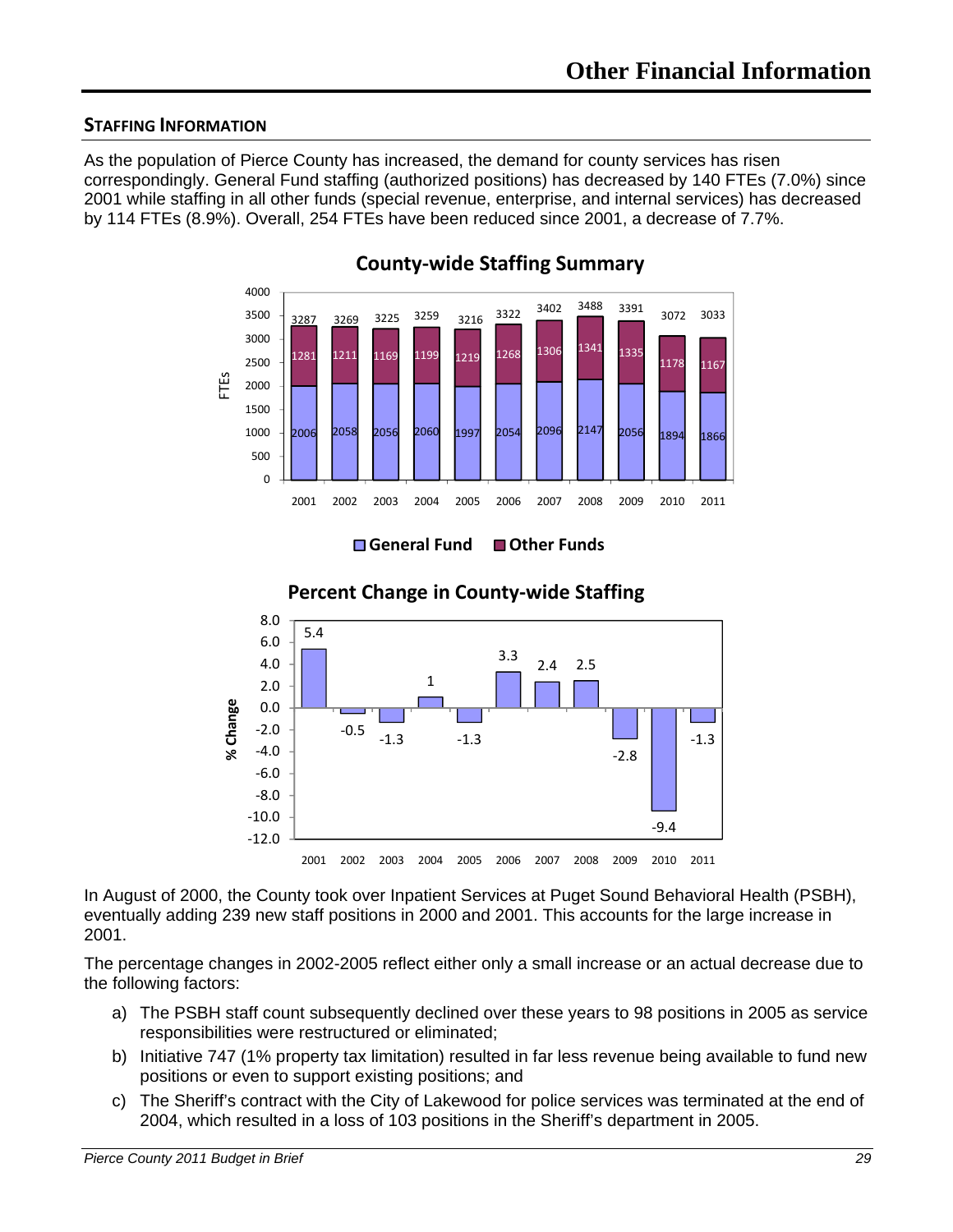## STAFFING INFORMATION

As the population of Pierce County has increased, the demand for county services has risen correspondingly. General Fund staffing (authorized positions) has decreased by 140 FTEs (7.0%) since 2001 while staffing in all other funds (special revenue, enterprise, and internal services) has decreased by 114 FTEs (8.9%). Overall, 254 FTEs have been reduced since 2001, a decrease of 7.7%.

**County-wide Staffing Summary**

| Year | General Fund | Other Funds | Total |
|---|---|---|---|
| 2001 | 2006 | 1281 | 3287 |
| 2002 | 2058 | 1211 | 3269 |
| 2003 | 2056 | 1169 | 3225 |
| 2004 | 2060 | 1199 | 3259 |
| 2005 | 1997 | 1219 | 3216 |
| 2006 | 2054 | 1268 | 3322 |
| 2007 | 2096 | 1306 | 3402 |
| 2008 | 2147 | 1341 | 3488 |
| 2009 | 2056 | 1335 | 3391 |
| 2010 | 1894 | 1178 | 3072 |
| 2011 | 1866 | 1167 | 3033 |

**Percent Change in County-wide Staffing**

| Year | % Change |
|---|---|
| 2001 | 5.4 |
| 2002 | -0.5 |
| 2003 | -1.3 |
| 2004 | 1 |
| 2005 | -1.3 |
| 2006 | 3.3 |
| 2007 | 2.4 |
| 2008 | 2.5 |
| 2009 | -2.8 |
| 2010 | -9.4 |
| 2011 | -1.3 |

In August of 2000, the County took over Inpatient Services at Puget Sound Behavioral Health (PSBH), eventually adding 239 new staff positions in 2000 and 2001. This accounts for the large increase in 2001.

The percentage changes in 2002-2005 reflect either only a small increase or an actual decrease due to the following factors:

a) The PSBH staff count subsequently declined over these years to 98 positions in 2005 as service responsibilities were restructured or eliminated;

b) Initiative 747 (1% property tax limitation) resulted in far less revenue being available to fund new positions or even to support existing positions; and

c) The Sheriff's contract with the City of Lakewood for police services was terminated at the end of 2004, which resulted in a loss of 103 positions in the Sheriff's department in 2005.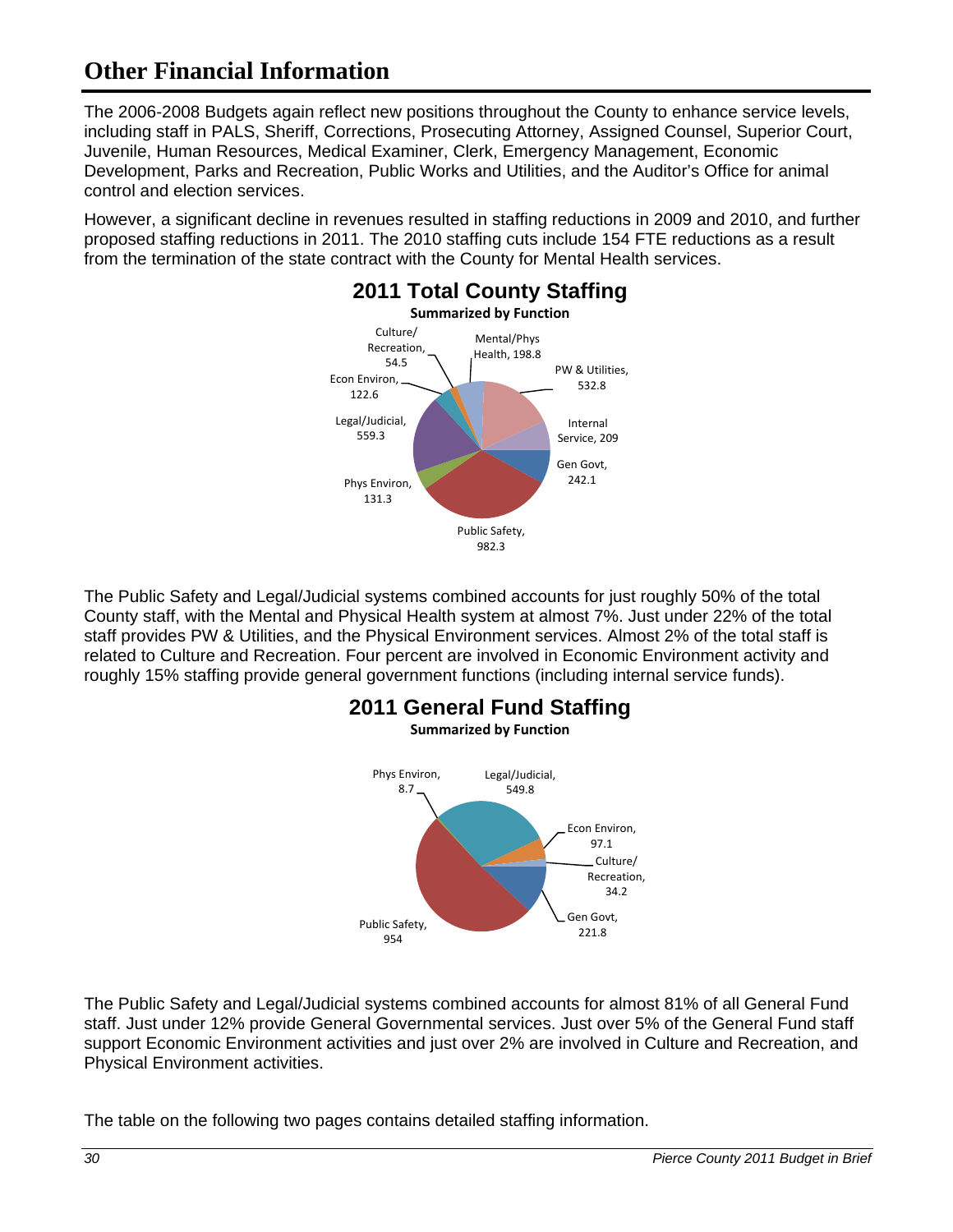# Other Financial Information

The 2006-2008 Budgets again reflect new positions throughout the County to enhance service levels, including staff in PALS, Sheriff, Corrections, Prosecuting Attorney, Assigned Counsel, Superior Court, Juvenile, Human Resources, Medical Examiner, Clerk, Emergency Management, Economic Development, Parks and Recreation, Public Works and Utilities, and the Auditor's Office for animal control and election services.

However, a significant decline in revenues resulted in staffing reductions in 2009 and 2010, and further proposed staffing reductions in 2011. The 2010 staffing cuts include 154 FTE reductions as a result from the termination of the state contract with the County for Mental Health services.

**2011 Total County Staffing**

**Summarized by Function**

| Function | Staffing |
| --- | --- |
| Culture/Recreation | 54.5 |
| Mental/Phys Health | 198.8 |
| PW & Utilities | 532.8 |
| Internal Service | 209 |
| Gen Govt | 242.1 |
| Public Safety | 982.3 |
| Phys Environ | 131.3 |
| Legal/Judicial | 559.3 |
| Econ Environ | 122.6 |

The Public Safety and Legal/Judicial systems combined accounts for just roughly 50% of the total County staff, with the Mental and Physical Health system at almost 7%. Just under 22% of the total staff provides PW & Utilities, and the Physical Environment services. Almost 2% of the total staff is related to Culture and Recreation. Four percent are involved in Economic Environment activity and roughly 15% staffing provide general government functions (including internal service funds).

**2011 General Fund Staffing**

**Summarized by Function**

| Function | Staffing |
| --- | --- |
| Phys Environ | 8.7 |
| Legal/Judicial | 549.8 |
| Econ Environ | 97.1 |
| Culture/Recreation | 34.2 |
| Gen Govt | 221.8 |
| Public Safety | 954 |

The Public Safety and Legal/Judicial systems combined accounts for almost 81% of all General Fund staff. Just under 12% provide General Governmental services. Just over 5% of the General Fund staff support Economic Environment activities and just over 2% are involved in Culture and Recreation, and Physical Environment activities.

The table on the following two pages contains detailed staffing information.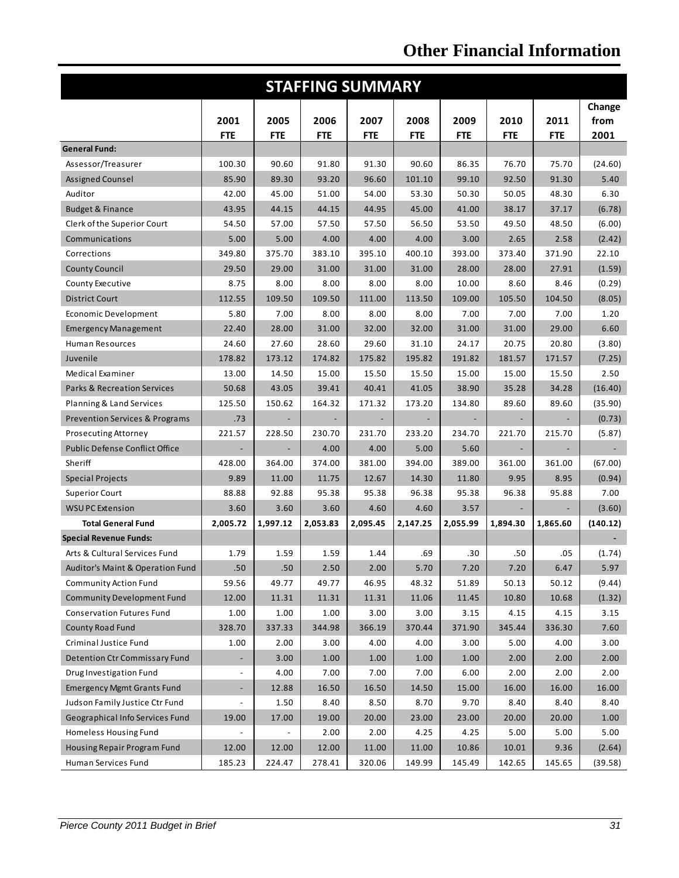# Other Financial Information

## STAFFING SUMMARY

| | 2001 FTE | 2005 FTE | 2006 FTE | 2007 FTE | 2008 FTE | 2009 FTE | 2010 FTE | 2011 FTE | Change from 2001 |
|---|---|---|---|---|---|---|---|---|---|
| **General Fund:** | | | | | | | | | |
| Assessor/Treasurer | 100.30 | 90.60 | 91.80 | 91.30 | 90.60 | 86.35 | 76.70 | 75.70 | (24.60) |
| Assigned Counsel | 85.90 | 89.30 | 93.20 | 96.60 | 101.10 | 99.10 | 92.50 | 91.30 | 5.40 |
| Auditor | 42.00 | 45.00 | 51.00 | 54.00 | 53.30 | 50.30 | 50.05 | 48.30 | 6.30 |
| Budget & Finance | 43.95 | 44.15 | 44.15 | 44.95 | 45.00 | 41.00 | 38.17 | 37.17 | (6.78) |
| Clerk of the Superior Court | 54.50 | 57.00 | 57.50 | 57.50 | 56.50 | 53.50 | 49.50 | 48.50 | (6.00) |
| Communications | 5.00 | 5.00 | 4.00 | 4.00 | 4.00 | 3.00 | 2.65 | 2.58 | (2.42) |
| Corrections | 349.80 | 375.70 | 383.10 | 395.10 | 400.10 | 393.00 | 373.40 | 371.90 | 22.10 |
| County Council | 29.50 | 29.00 | 31.00 | 31.00 | 31.00 | 28.00 | 28.00 | 27.91 | (1.59) |
| County Executive | 8.75 | 8.00 | 8.00 | 8.00 | 8.00 | 10.00 | 8.60 | 8.46 | (0.29) |
| District Court | 112.55 | 109.50 | 109.50 | 111.00 | 113.50 | 109.00 | 105.50 | 104.50 | (8.05) |
| Economic Development | 5.80 | 7.00 | 8.00 | 8.00 | 8.00 | 7.00 | 7.00 | 7.00 | 1.20 |
| Emergency Management | 22.40 | 28.00 | 31.00 | 32.00 | 32.00 | 31.00 | 31.00 | 29.00 | 6.60 |
| Human Resources | 24.60 | 27.60 | 28.60 | 29.60 | 31.10 | 24.17 | 20.75 | 20.80 | (3.80) |
| Juvenile | 178.82 | 173.12 | 174.82 | 175.82 | 195.82 | 191.82 | 181.57 | 171.57 | (7.25) |
| Medical Examiner | 13.00 | 14.50 | 15.00 | 15.50 | 15.50 | 15.00 | 15.00 | 15.50 | 2.50 |
| Parks & Recreation Services | 50.68 | 43.05 | 39.41 | 40.41 | 41.05 | 38.90 | 35.28 | 34.28 | (16.40) |
| Planning & Land Services | 125.50 | 150.62 | 164.32 | 171.32 | 173.20 | 134.80 | 89.60 | 89.60 | (35.90) |
| Prevention Services & Programs | .73 | - | - | - | - | - | - | - | (0.73) |
| Prosecuting Attorney | 221.57 | 228.50 | 230.70 | 231.70 | 233.20 | 234.70 | 221.70 | 215.70 | (5.87) |
| Public Defense Conflict Office | - | - | 4.00 | 4.00 | 5.00 | 5.60 | - | - | - |
| Sheriff | 428.00 | 364.00 | 374.00 | 381.00 | 394.00 | 389.00 | 361.00 | 361.00 | (67.00) |
| Special Projects | 9.89 | 11.00 | 11.75 | 12.67 | 14.30 | 11.80 | 9.95 | 8.95 | (0.94) |
| Superior Court | 88.88 | 92.88 | 95.38 | 95.38 | 96.38 | 95.38 | 96.38 | 95.88 | 7.00 |
| WSU PC Extension | 3.60 | 3.60 | 3.60 | 4.60 | 4.60 | 3.57 | - | - | (3.60) |
| **Total General Fund** | **2,005.72** | **1,997.12** | **2,053.83** | **2,095.45** | **2,147.25** | **2,055.99** | **1,894.30** | **1,865.60** | **(140.12)** |
| **Special Revenue Funds:** | | | | | | | | | - |
| Arts & Cultural Services Fund | 1.79 | 1.59 | 1.59 | 1.44 | .69 | .30 | .50 | .05 | (1.74) |
| Auditor's Maint & Operation Fund | .50 | .50 | 2.50 | 2.00 | 5.70 | 7.20 | 7.20 | 6.47 | 5.97 |
| Community Action Fund | 59.56 | 49.77 | 49.77 | 46.95 | 48.32 | 51.89 | 50.13 | 50.12 | (9.44) |
| Community Development Fund | 12.00 | 11.31 | 11.31 | 11.31 | 11.06 | 11.45 | 10.80 | 10.68 | (1.32) |
| Conservation Futures Fund | 1.00 | 1.00 | 1.00 | 3.00 | 3.00 | 3.15 | 4.15 | 4.15 | 3.15 |
| County Road Fund | 328.70 | 337.33 | 344.98 | 366.19 | 370.44 | 371.90 | 345.44 | 336.30 | 7.60 |
| Criminal Justice Fund | 1.00 | 2.00 | 3.00 | 4.00 | 4.00 | 3.00 | 5.00 | 4.00 | 3.00 |
| Detention Ctr Commissary Fund | - | 3.00 | 1.00 | 1.00 | 1.00 | 1.00 | 2.00 | 2.00 | 2.00 |
| Drug Investigation Fund | - | 4.00 | 7.00 | 7.00 | 7.00 | 6.00 | 2.00 | 2.00 | 2.00 |
| Emergency Mgmt Grants Fund | - | 12.88 | 16.50 | 16.50 | 14.50 | 15.00 | 16.00 | 16.00 | 16.00 |
| Judson Family Justice Ctr Fund | - | 1.50 | 8.40 | 8.50 | 8.70 | 9.70 | 8.40 | 8.40 | 8.40 |
| Geographical Info Services Fund | 19.00 | 17.00 | 19.00 | 20.00 | 23.00 | 23.00 | 20.00 | 20.00 | 1.00 |
| Homeless Housing Fund | - | - | 2.00 | 2.00 | 4.25 | 4.25 | 5.00 | 5.00 | 5.00 |
| Housing Repair Program Fund | 12.00 | 12.00 | 12.00 | 11.00 | 11.00 | 10.86 | 10.01 | 9.36 | (2.64) |
| Human Services Fund | 185.23 | 224.47 | 278.41 | 320.06 | 149.99 | 145.49 | 142.65 | 145.65 | (39.58) |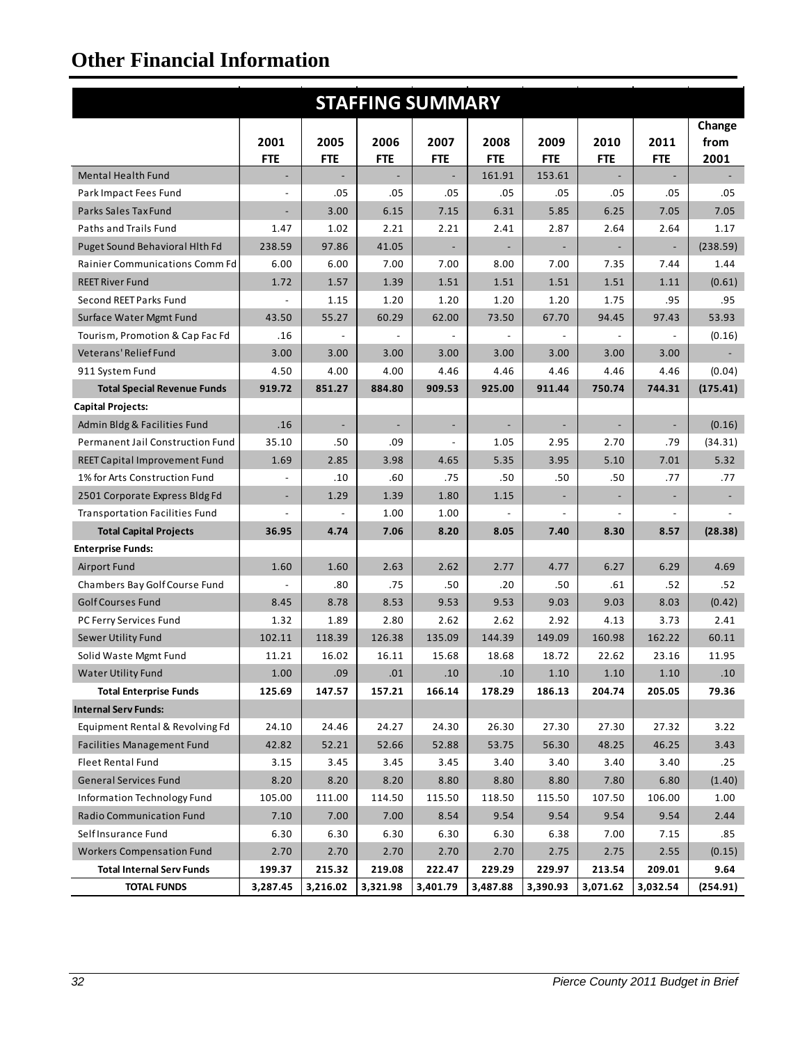# Other Financial Information

| STAFFING SUMMARY | | | | | | | | | |
|---|---|---|---|---|---|---|---|---|---|
| | 2001 FTE | 2005 FTE | 2006 FTE | 2007 FTE | 2008 FTE | 2009 FTE | 2010 FTE | 2011 FTE | Change from 2001 |
| Mental Health Fund | - | - | - | - | 161.91 | 153.61 | - | - | - |
| Park Impact Fees Fund | - | .05 | .05 | .05 | .05 | .05 | .05 | .05 | .05 |
| Parks Sales Tax Fund | - | 3.00 | 6.15 | 7.15 | 6.31 | 5.85 | 6.25 | 7.05 | 7.05 |
| Paths and Trails Fund | 1.47 | 1.02 | 2.21 | 2.21 | 2.41 | 2.87 | 2.64 | 2.64 | 1.17 |
| Puget Sound Behavioral Hlth Fd | 238.59 | 97.86 | 41.05 | - | - | - | - | - | (238.59) |
| Rainier Communications Comm Fd | 6.00 | 6.00 | 7.00 | 7.00 | 8.00 | 7.00 | 7.35 | 7.44 | 1.44 |
| REET River Fund | 1.72 | 1.57 | 1.39 | 1.51 | 1.51 | 1.51 | 1.51 | 1.11 | (0.61) |
| Second REET Parks Fund | - | 1.15 | 1.20 | 1.20 | 1.20 | 1.20 | 1.75 | .95 | .95 |
| Surface Water Mgmt Fund | 43.50 | 55.27 | 60.29 | 62.00 | 73.50 | 67.70 | 94.45 | 97.43 | 53.93 |
| Tourism, Promotion & Cap Fac Fd | .16 | - | - | - | - | - | - | - | (0.16) |
| Veterans' Relief Fund | 3.00 | 3.00 | 3.00 | 3.00 | 3.00 | 3.00 | 3.00 | 3.00 | - |
| 911 System Fund | 4.50 | 4.00 | 4.00 | 4.46 | 4.46 | 4.46 | 4.46 | 4.46 | (0.04) |
| **Total Special Revenue Funds** | **919.72** | **851.27** | **884.80** | **909.53** | **925.00** | **911.44** | **750.74** | **744.31** | **(175.41)** |
| **Capital Projects:** | | | | | | | | | |
| Admin Bldg & Facilities Fund | .16 | - | - | - | - | - | - | - | (0.16) |
| Permanent Jail Construction Fund | 35.10 | .50 | .09 | - | 1.05 | 2.95 | 2.70 | .79 | (34.31) |
| REET Capital Improvement Fund | 1.69 | 2.85 | 3.98 | 4.65 | 5.35 | 3.95 | 5.10 | 7.01 | 5.32 |
| 1% for Arts Construction Fund | - | .10 | .60 | .75 | .50 | .50 | .50 | .77 | .77 |
| 2501 Corporate Express Bldg Fd | - | 1.29 | 1.39 | 1.80 | 1.15 | - | - | - | - |
| Transportation Facilities Fund | - | - | 1.00 | 1.00 | - | - | - | - | - |
| **Total Capital Projects** | **36.95** | **4.74** | **7.06** | **8.20** | **8.05** | **7.40** | **8.30** | **8.57** | **(28.38)** |
| **Enterprise Funds:** | | | | | | | | | |
| Airport Fund | 1.60 | 1.60 | 2.63 | 2.62 | 2.77 | 4.77 | 6.27 | 6.29 | 4.69 |
| Chambers Bay Golf Course Fund | - | .80 | .75 | .50 | .20 | .50 | .61 | .52 | .52 |
| Golf Courses Fund | 8.45 | 8.78 | 8.53 | 9.53 | 9.53 | 9.03 | 9.03 | 8.03 | (0.42) |
| PC Ferry Services Fund | 1.32 | 1.89 | 2.80 | 2.62 | 2.62 | 2.92 | 4.13 | 3.73 | 2.41 |
| Sewer Utility Fund | 102.11 | 118.39 | 126.38 | 135.09 | 144.39 | 149.09 | 160.98 | 162.22 | 60.11 |
| Solid Waste Mgmt Fund | 11.21 | 16.02 | 16.11 | 15.68 | 18.68 | 18.72 | 22.62 | 23.16 | 11.95 |
| Water Utility Fund | 1.00 | .09 | .01 | .10 | .10 | 1.10 | 1.10 | 1.10 | .10 |
| **Total Enterprise Funds** | **125.69** | **147.57** | **157.21** | **166.14** | **178.29** | **186.13** | **204.74** | **205.05** | **79.36** |
| **Internal Serv Funds:** | | | | | | | | | |
| Equipment Rental & Revolving Fd | 24.10 | 24.46 | 24.27 | 24.30 | 26.30 | 27.30 | 27.30 | 27.32 | 3.22 |
| Facilities Management Fund | 42.82 | 52.21 | 52.66 | 52.88 | 53.75 | 56.30 | 48.25 | 46.25 | 3.43 |
| Fleet Rental Fund | 3.15 | 3.45 | 3.45 | 3.45 | 3.40 | 3.40 | 3.40 | 3.40 | .25 |
| General Services Fund | 8.20 | 8.20 | 8.20 | 8.80 | 8.80 | 8.80 | 7.80 | 6.80 | (1.40) |
| Information Technology Fund | 105.00 | 111.00 | 114.50 | 115.50 | 118.50 | 115.50 | 107.50 | 106.00 | 1.00 |
| Radio Communication Fund | 7.10 | 7.00 | 7.00 | 8.54 | 9.54 | 9.54 | 9.54 | 9.54 | 2.44 |
| Self Insurance Fund | 6.30 | 6.30 | 6.30 | 6.30 | 6.30 | 6.38 | 7.00 | 7.15 | .85 |
| Workers Compensation Fund | 2.70 | 2.70 | 2.70 | 2.70 | 2.70 | 2.75 | 2.75 | 2.55 | (0.15) |
| **Total Internal Serv Funds** | **199.37** | **215.32** | **219.08** | **222.47** | **229.29** | **229.97** | **213.54** | **209.01** | **9.64** |
| **TOTAL FUNDS** | **3,287.45** | **3,216.02** | **3,321.98** | **3,401.79** | **3,487.88** | **3,390.93** | **3,071.62** | **3,032.54** | **(254.91)** |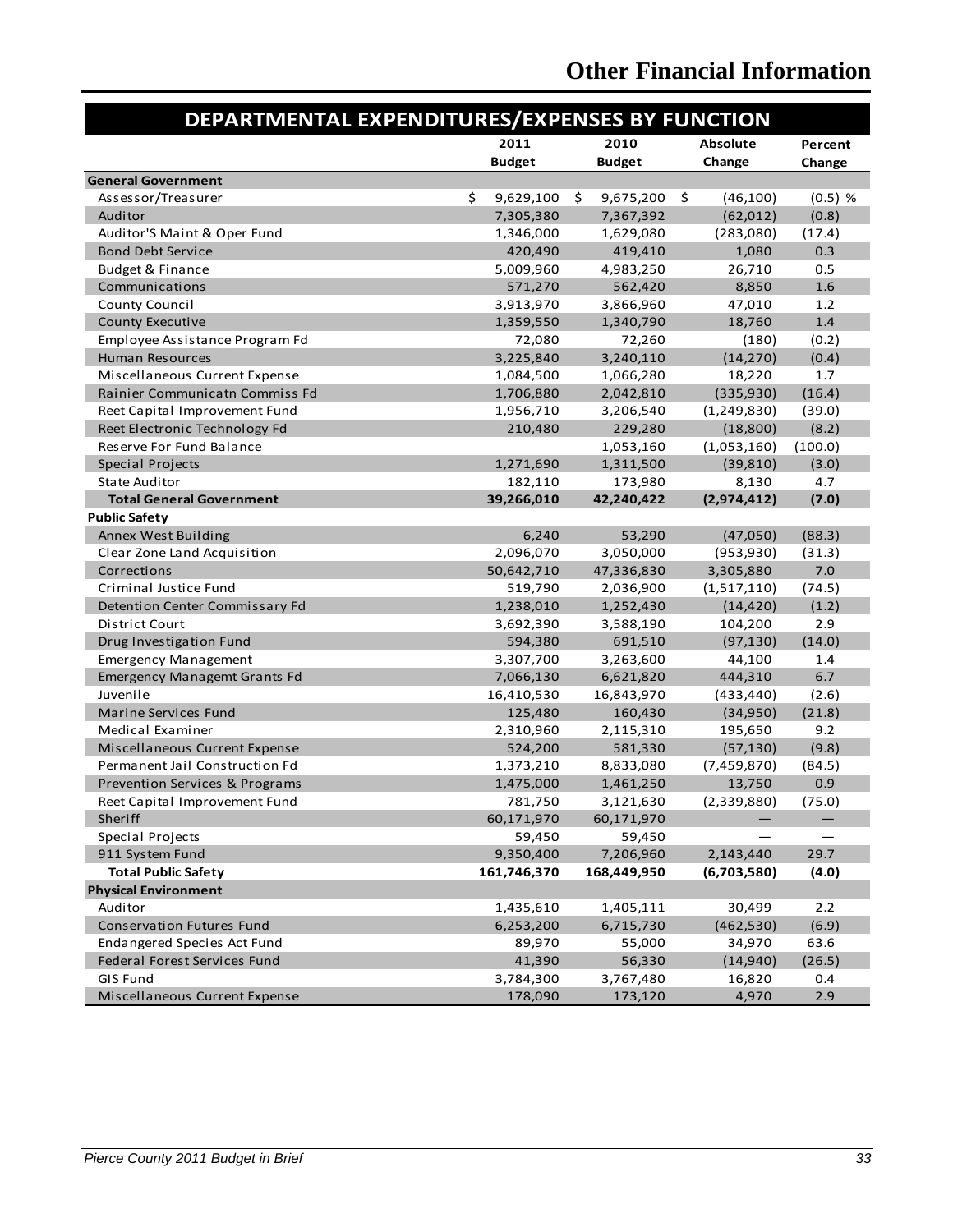# Other Financial Information

## DEPARTMENTAL EXPENDITURES/EXPENSES BY FUNCTION

| | 2011 Budget | 2010 Budget | Absolute Change | Percent Change |
|---|---|---|---|---|
| **General Government** | | | | |
| Assessor/Treasurer | $ 9,629,100 | $ 9,675,200 | $ (46,100) | (0.5) % |
| Auditor | 7,305,380 | 7,367,392 | (62,012) | (0.8) |
| Auditor'S Maint & Oper Fund | 1,346,000 | 1,629,080 | (283,080) | (17.4) |
| Bond Debt Service | 420,490 | 419,410 | 1,080 | 0.3 |
| Budget & Finance | 5,009,960 | 4,983,250 | 26,710 | 0.5 |
| Communications | 571,270 | 562,420 | 8,850 | 1.6 |
| County Council | 3,913,970 | 3,866,960 | 47,010 | 1.2 |
| County Executive | 1,359,550 | 1,340,790 | 18,760 | 1.4 |
| Employee Assistance Program Fd | 72,080 | 72,260 | (180) | (0.2) |
| Human Resources | 3,225,840 | 3,240,110 | (14,270) | (0.4) |
| Miscellaneous Current Expense | 1,084,500 | 1,066,280 | 18,220 | 1.7 |
| Rainier Communicatn Commiss Fd | 1,706,880 | 2,042,810 | (335,930) | (16.4) |
| Reet Capital Improvement Fund | 1,956,710 | 3,206,540 | (1,249,830) | (39.0) |
| Reet Electronic Technology Fd | 210,480 | 229,280 | (18,800) | (8.2) |
| Reserve For Fund Balance | | 1,053,160 | (1,053,160) | (100.0) |
| Special Projects | 1,271,690 | 1,311,500 | (39,810) | (3.0) |
| State Auditor | 182,110 | 173,980 | 8,130 | 4.7 |
| **Total General Government** | **39,266,010** | **42,240,422** | **(2,974,412)** | **(7.0)** |
| **Public Safety** | | | | |
| Annex West Building | 6,240 | 53,290 | (47,050) | (88.3) |
| Clear Zone Land Acquisition | 2,096,070 | 3,050,000 | (953,930) | (31.3) |
| Corrections | 50,642,710 | 47,336,830 | 3,305,880 | 7.0 |
| Criminal Justice Fund | 519,790 | 2,036,900 | (1,517,110) | (74.5) |
| Detention Center Commissary Fd | 1,238,010 | 1,252,430 | (14,420) | (1.2) |
| District Court | 3,692,390 | 3,588,190 | 104,200 | 2.9 |
| Drug Investigation Fund | 594,380 | 691,510 | (97,130) | (14.0) |
| Emergency Management | 3,307,700 | 3,263,600 | 44,100 | 1.4 |
| Emergency Managemt Grants Fd | 7,066,130 | 6,621,820 | 444,310 | 6.7 |
| Juvenile | 16,410,530 | 16,843,970 | (433,440) | (2.6) |
| Marine Services Fund | 125,480 | 160,430 | (34,950) | (21.8) |
| Medical Examiner | 2,310,960 | 2,115,310 | 195,650 | 9.2 |
| Miscellaneous Current Expense | 524,200 | 581,330 | (57,130) | (9.8) |
| Permanent Jail Construction Fd | 1,373,210 | 8,833,080 | (7,459,870) | (84.5) |
| Prevention Services & Programs | 1,475,000 | 1,461,250 | 13,750 | 0.9 |
| Reet Capital Improvement Fund | 781,750 | 3,121,630 | (2,339,880) | (75.0) |
| Sheriff | 60,171,970 | 60,171,970 | — | — |
| Special Projects | 59,450 | 59,450 | — | — |
| 911 System Fund | 9,350,400 | 7,206,960 | 2,143,440 | 29.7 |
| **Total Public Safety** | **161,746,370** | **168,449,950** | **(6,703,580)** | **(4.0)** |
| **Physical Environment** | | | | |
| Auditor | 1,435,610 | 1,405,111 | 30,499 | 2.2 |
| Conservation Futures Fund | 6,253,200 | 6,715,730 | (462,530) | (6.9) |
| Endangered Species Act Fund | 89,970 | 55,000 | 34,970 | 63.6 |
| Federal Forest Services Fund | 41,390 | 56,330 | (14,940) | (26.5) |
| GIS Fund | 3,784,300 | 3,767,480 | 16,820 | 0.4 |
| Miscellaneous Current Expense | 178,090 | 173,120 | 4,970 | 2.9 |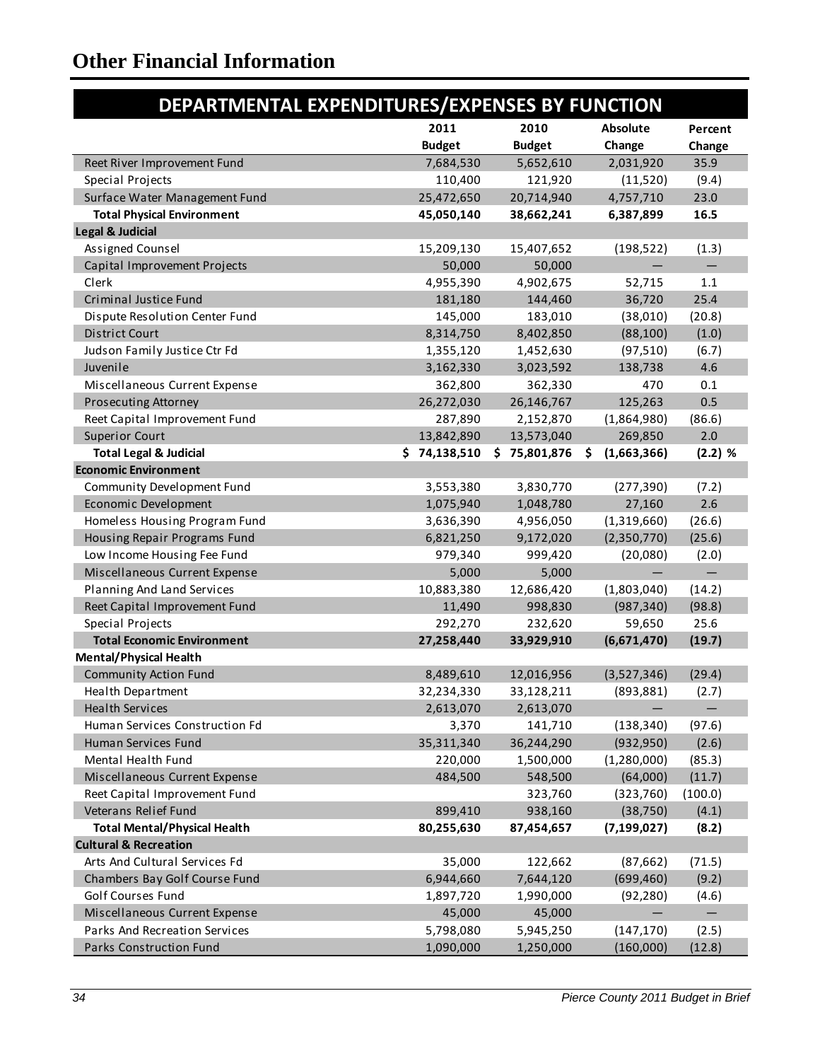# Other Financial Information

## DEPARTMENTAL EXPENDITURES/EXPENSES BY FUNCTION

| | 2011 Budget | 2010 Budget | Absolute Change | Percent Change |
|---|---|---|---|---|
| Reet River Improvement Fund | 7,684,530 | 5,652,610 | 2,031,920 | 35.9 |
| Special Projects | 110,400 | 121,920 | (11,520) | (9.4) |
| Surface Water Management Fund | 25,472,650 | 20,714,940 | 4,757,710 | 23.0 |
| **Total Physical Environment** | **45,050,140** | **38,662,241** | **6,387,899** | **16.5** |
| **Legal & Judicial** | | | | |
| Assigned Counsel | 15,209,130 | 15,407,652 | (198,522) | (1.3) |
| Capital Improvement Projects | 50,000 | 50,000 | — | — |
| Clerk | 4,955,390 | 4,902,675 | 52,715 | 1.1 |
| Criminal Justice Fund | 181,180 | 144,460 | 36,720 | 25.4 |
| Dispute Resolution Center Fund | 145,000 | 183,010 | (38,010) | (20.8) |
| District Court | 8,314,750 | 8,402,850 | (88,100) | (1.0) |
| Judson Family Justice Ctr Fd | 1,355,120 | 1,452,630 | (97,510) | (6.7) |
| Juvenile | 3,162,330 | 3,023,592 | 138,738 | 4.6 |
| Miscellaneous Current Expense | 362,800 | 362,330 | 470 | 0.1 |
| Prosecuting Attorney | 26,272,030 | 26,146,767 | 125,263 | 0.5 |
| Reet Capital Improvement Fund | 287,890 | 2,152,870 | (1,864,980) | (86.6) |
| Superior Court | 13,842,890 | 13,573,040 | 269,850 | 2.0 |
| **Total Legal & Judicial** | **$ 74,138,510** | **$ 75,801,876** | **$ (1,663,366)** | **(2.2) %** |
| **Economic Environment** | | | | |
| Community Development Fund | 3,553,380 | 3,830,770 | (277,390) | (7.2) |
| Economic Development | 1,075,940 | 1,048,780 | 27,160 | 2.6 |
| Homeless Housing Program Fund | 3,636,390 | 4,956,050 | (1,319,660) | (26.6) |
| Housing Repair Programs Fund | 6,821,250 | 9,172,020 | (2,350,770) | (25.6) |
| Low Income Housing Fee Fund | 979,340 | 999,420 | (20,080) | (2.0) |
| Miscellaneous Current Expense | 5,000 | 5,000 | — | — |
| Planning And Land Services | 10,883,380 | 12,686,420 | (1,803,040) | (14.2) |
| Reet Capital Improvement Fund | 11,490 | 998,830 | (987,340) | (98.8) |
| Special Projects | 292,270 | 232,620 | 59,650 | 25.6 |
| **Total Economic Environment** | **27,258,440** | **33,929,910** | **(6,671,470)** | **(19.7)** |
| **Mental/Physical Health** | | | | |
| Community Action Fund | 8,489,610 | 12,016,956 | (3,527,346) | (29.4) |
| Health Department | 32,234,330 | 33,128,211 | (893,881) | (2.7) |
| Health Services | 2,613,070 | 2,613,070 | — | — |
| Human Services Construction Fd | 3,370 | 141,710 | (138,340) | (97.6) |
| Human Services Fund | 35,311,340 | 36,244,290 | (932,950) | (2.6) |
| Mental Health Fund | 220,000 | 1,500,000 | (1,280,000) | (85.3) |
| Miscellaneous Current Expense | 484,500 | 548,500 | (64,000) | (11.7) |
| Reet Capital Improvement Fund | | 323,760 | (323,760) | (100.0) |
| Veterans Relief Fund | 899,410 | 938,160 | (38,750) | (4.1) |
| **Total Mental/Physical Health** | **80,255,630** | **87,454,657** | **(7,199,027)** | **(8.2)** |
| **Cultural & Recreation** | | | | |
| Arts And Cultural Services Fd | 35,000 | 122,662 | (87,662) | (71.5) |
| Chambers Bay Golf Course Fund | 6,944,660 | 7,644,120 | (699,460) | (9.2) |
| Golf Courses Fund | 1,897,720 | 1,990,000 | (92,280) | (4.6) |
| Miscellaneous Current Expense | 45,000 | 45,000 | — | — |
| Parks And Recreation Services | 5,798,080 | 5,945,250 | (147,170) | (2.5) |
| Parks Construction Fund | 1,090,000 | 1,250,000 | (160,000) | (12.8) |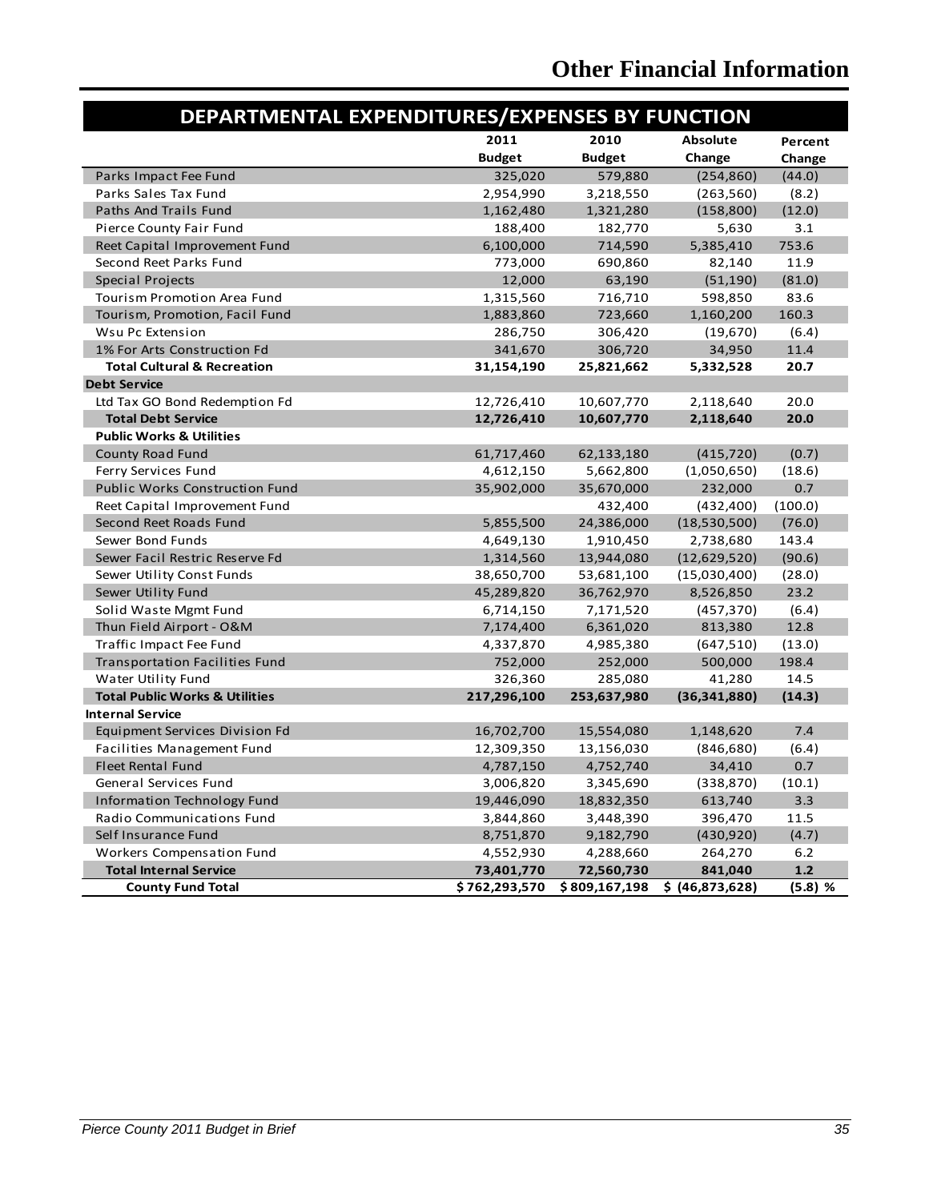# Other Financial Information

## DEPARTMENTAL EXPENDITURES/EXPENSES BY FUNCTION

| | 2011 Budget | 2010 Budget | Absolute Change | Percent Change |
|---|---|---|---|---|
| Parks Impact Fee Fund | 325,020 | 579,880 | (254,860) | (44.0) |
| Parks Sales Tax Fund | 2,954,990 | 3,218,550 | (263,560) | (8.2) |
| Paths And Trails Fund | 1,162,480 | 1,321,280 | (158,800) | (12.0) |
| Pierce County Fair Fund | 188,400 | 182,770 | 5,630 | 3.1 |
| Reet Capital Improvement Fund | 6,100,000 | 714,590 | 5,385,410 | 753.6 |
| Second Reet Parks Fund | 773,000 | 690,860 | 82,140 | 11.9 |
| Special Projects | 12,000 | 63,190 | (51,190) | (81.0) |
| Tourism Promotion Area Fund | 1,315,560 | 716,710 | 598,850 | 83.6 |
| Tourism, Promotion, Facil Fund | 1,883,860 | 723,660 | 1,160,200 | 160.3 |
| Wsu Pc Extension | 286,750 | 306,420 | (19,670) | (6.4) |
| 1% For Arts Construction Fd | 341,670 | 306,720 | 34,950 | 11.4 |
| **Total Cultural & Recreation** | **31,154,190** | **25,821,662** | **5,332,528** | **20.7** |
| **Debt Service** | | | | |
| Ltd Tax GO Bond Redemption Fd | 12,726,410 | 10,607,770 | 2,118,640 | 20.0 |
| **Total Debt Service** | **12,726,410** | **10,607,770** | **2,118,640** | **20.0** |
| **Public Works & Utilities** | | | | |
| County Road Fund | 61,717,460 | 62,133,180 | (415,720) | (0.7) |
| Ferry Services Fund | 4,612,150 | 5,662,800 | (1,050,650) | (18.6) |
| Public Works Construction Fund | 35,902,000 | 35,670,000 | 232,000 | 0.7 |
| Reet Capital Improvement Fund | | 432,400 | (432,400) | (100.0) |
| Second Reet Roads Fund | 5,855,500 | 24,386,000 | (18,530,500) | (76.0) |
| Sewer Bond Funds | 4,649,130 | 1,910,450 | 2,738,680 | 143.4 |
| Sewer Facil Restric Reserve Fd | 1,314,560 | 13,944,080 | (12,629,520) | (90.6) |
| Sewer Utility Const Funds | 38,650,700 | 53,681,100 | (15,030,400) | (28.0) |
| Sewer Utility Fund | 45,289,820 | 36,762,970 | 8,526,850 | 23.2 |
| Solid Waste Mgmt Fund | 6,714,150 | 7,171,520 | (457,370) | (6.4) |
| Thun Field Airport - O&M | 7,174,400 | 6,361,020 | 813,380 | 12.8 |
| Traffic Impact Fee Fund | 4,337,870 | 4,985,380 | (647,510) | (13.0) |
| Transportation Facilities Fund | 752,000 | 252,000 | 500,000 | 198.4 |
| Water Utility Fund | 326,360 | 285,080 | 41,280 | 14.5 |
| **Total Public Works & Utilities** | **217,296,100** | **253,637,980** | **(36,341,880)** | **(14.3)** |
| **Internal Service** | | | | |
| Equipment Services Division Fd | 16,702,700 | 15,554,080 | 1,148,620 | 7.4 |
| Facilities Management Fund | 12,309,350 | 13,156,030 | (846,680) | (6.4) |
| Fleet Rental Fund | 4,787,150 | 4,752,740 | 34,410 | 0.7 |
| General Services Fund | 3,006,820 | 3,345,690 | (338,870) | (10.1) |
| Information Technology Fund | 19,446,090 | 18,832,350 | 613,740 | 3.3 |
| Radio Communications Fund | 3,844,860 | 3,448,390 | 396,470 | 11.5 |
| Self Insurance Fund | 8,751,870 | 9,182,790 | (430,920) | (4.7) |
| Workers Compensation Fund | 4,552,930 | 4,288,660 | 264,270 | 6.2 |
| **Total Internal Service** | **73,401,770** | **72,560,730** | **841,040** | **1.2** |
| **County Fund Total** | **$ 762,293,570** | **$ 809,167,198** | **$ (46,873,628)** | **(5.8) %** |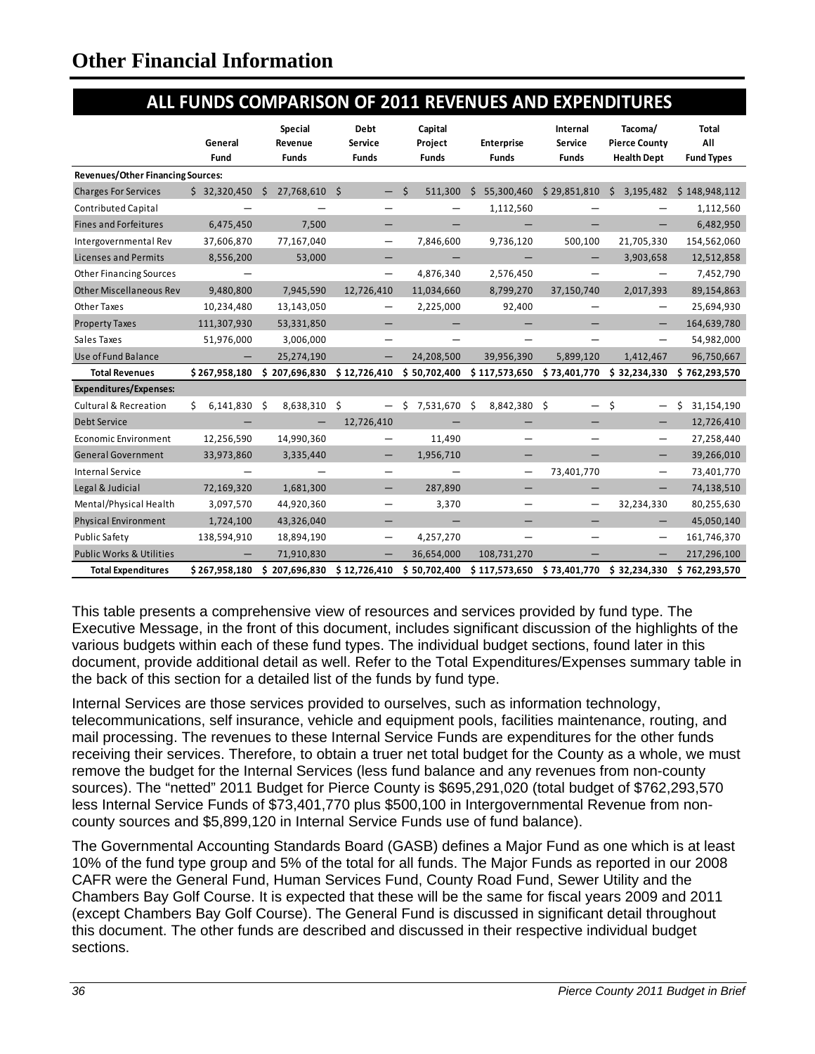# Other Financial Information

## ALL FUNDS COMPARISON OF 2011 REVENUES AND EXPENDITURES

| | General Fund | Special Revenue Funds | Debt Service Funds | Capital Project Funds | Enterprise Funds | Internal Service Funds | Tacoma/ Pierce County Health Dept | Total All Fund Types |
|---|---|---|---|---|---|---|---|---|
| **Revenues/Other Financing Sources:** | | | | | | | | |
| Charges For Services | $ 32,320,450 | $ 27,768,610 | $ — | $ 511,300 | $ 55,300,460 | $ 29,851,810 | $ 3,195,482 | $ 148,948,112 |
| Contributed Capital | — | — | — | — | 1,112,560 | — | — | 1,112,560 |
| Fines and Forfeitures | 6,475,450 | 7,500 | — | — | — | — | — | 6,482,950 |
| Intergovernmental Rev | 37,606,870 | 77,167,040 | — | 7,846,600 | 9,736,120 | 500,100 | 21,705,330 | 154,562,060 |
| Licenses and Permits | 8,556,200 | 53,000 | — | — | — | — | 3,903,658 | 12,512,858 |
| Other Financing Sources | — | | — | 4,876,340 | 2,576,450 | — | — | 7,452,790 |
| Other Miscellaneous Rev | 9,480,800 | 7,945,590 | 12,726,410 | 11,034,660 | 8,799,270 | 37,150,740 | 2,017,393 | 89,154,863 |
| Other Taxes | 10,234,480 | 13,143,050 | — | 2,225,000 | 92,400 | — | — | 25,694,930 |
| Property Taxes | 111,307,930 | 53,331,850 | — | — | — | — | — | 164,639,780 |
| Sales Taxes | 51,976,000 | 3,006,000 | — | — | — | — | — | 54,982,000 |
| Use of Fund Balance | — | 25,274,190 | — | 24,208,500 | 39,956,390 | 5,899,120 | 1,412,467 | 96,750,667 |
| **Total Revenues** | **$ 267,958,180** | **$ 207,696,830** | **$ 12,726,410** | **$ 50,702,400** | **$ 117,573,650** | **$ 73,401,770** | **$ 32,234,330** | **$ 762,293,570** |
| **Expenditures/Expenses:** | | | | | | | | |
| Cultural & Recreation | $ 6,141,830 | $ 8,638,310 | $ — | $ 7,531,670 | $ 8,842,380 | $ — | $ — | $ 31,154,190 |
| Debt Service | — | — | 12,726,410 | — | — | — | — | 12,726,410 |
| Economic Environment | 12,256,590 | 14,990,360 | — | 11,490 | — | — | — | 27,258,440 |
| General Government | 33,973,860 | 3,335,440 | — | 1,956,710 | — | — | — | 39,266,010 |
| Internal Service | — | — | — | — | — | 73,401,770 | — | 73,401,770 |
| Legal & Judicial | 72,169,320 | 1,681,300 | — | 287,890 | — | — | — | 74,138,510 |
| Mental/Physical Health | 3,097,570 | 44,920,360 | — | 3,370 | — | — | 32,234,330 | 80,255,630 |
| Physical Environment | 1,724,100 | 43,326,040 | — | — | — | — | — | 45,050,140 |
| Public Safety | 138,594,910 | 18,894,190 | — | 4,257,270 | — | — | — | 161,746,370 |
| Public Works & Utilities | — | 71,910,830 | — | 36,654,000 | 108,731,270 | — | — | 217,296,100 |
| **Total Expenditures** | **$ 267,958,180** | **$ 207,696,830** | **$ 12,726,410** | **$ 50,702,400** | **$ 117,573,650** | **$ 73,401,770** | **$ 32,234,330** | **$ 762,293,570** |

This table presents a comprehensive view of resources and services provided by fund type. The Executive Message, in the front of this document, includes significant discussion of the highlights of the various budgets within each of these fund types. The individual budget sections, found later in this document, provide additional detail as well. Refer to the Total Expenditures/Expenses summary table in the back of this section for a detailed list of the funds by fund type.

Internal Services are those services provided to ourselves, such as information technology, telecommunications, self insurance, vehicle and equipment pools, facilities maintenance, routing, and mail processing. The revenues to these Internal Service Funds are expenditures for the other funds receiving their services. Therefore, to obtain a truer net total budget for the County as a whole, we must remove the budget for the Internal Services (less fund balance and any revenues from non-county sources). The "netted" 2011 Budget for Pierce County is $695,291,020 (total budget of $762,293,570 less Internal Service Funds of $73,401,770 plus $500,100 in Intergovernmental Revenue from non-county sources and $5,899,120 in Internal Service Funds use of fund balance).

The Governmental Accounting Standards Board (GASB) defines a Major Fund as one which is at least 10% of the fund type group and 5% of the total for all funds. The Major Funds as reported in our 2008 CAFR were the General Fund, Human Services Fund, County Road Fund, Sewer Utility and the Chambers Bay Golf Course. It is expected that these will be the same for fiscal years 2009 and 2011 (except Chambers Bay Golf Course). The General Fund is discussed in significant detail throughout this document. The other funds are described and discussed in their respective individual budget sections.